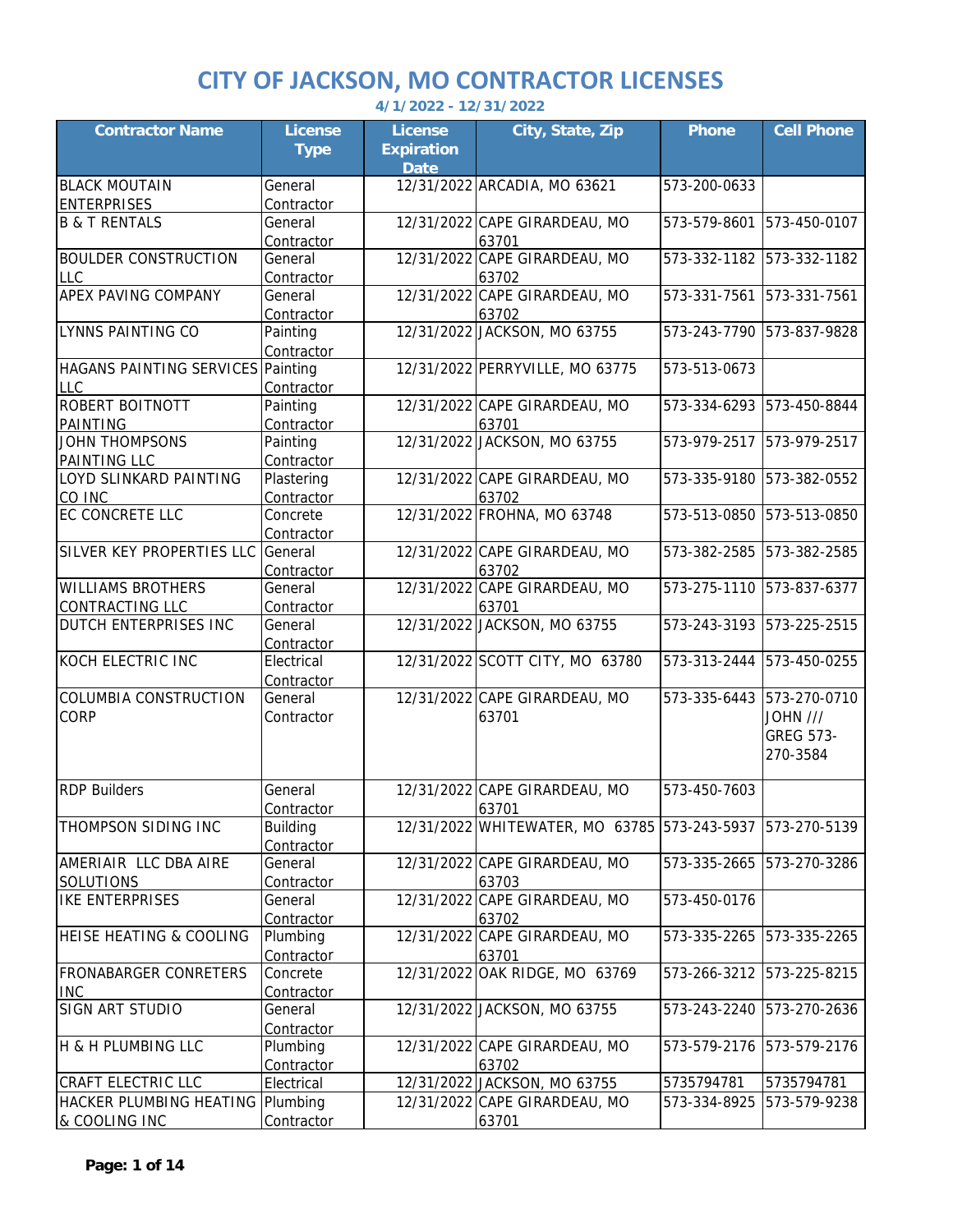# CITY OF JACKSON, MO CONTRACTOR LICENSES

**4/1/2022 - 12/31/2022**

| Contractor Name | License Type | License Expiration Date | City, State, Zip | Phone | Cell Phone |
|---|---|---|---|---|---|
| BLACK MOUTAIN ENTERPRISES | General Contractor | 12/31/2022 | ARCADIA, MO 63621 | 573-200-0633 | |
| B & T RENTALS | General Contractor | 12/31/2022 | CAPE GIRARDEAU, MO 63701 | 573-579-8601 | 573-450-0107 |
| BOULDER CONSTRUCTION LLC | General Contractor | 12/31/2022 | CAPE GIRARDEAU, MO 63702 | 573-332-1182 | 573-332-1182 |
| APEX PAVING COMPANY | General Contractor | 12/31/2022 | CAPE GIRARDEAU, MO 63702 | 573-331-7561 | 573-331-7561 |
| LYNNS PAINTING CO | Painting Contractor | 12/31/2022 | JACKSON, MO 63755 | 573-243-7790 | 573-837-9828 |
| HAGANS PAINTING SERVICES LLC | Painting Contractor | 12/31/2022 | PERRYVILLE, MO 63775 | 573-513-0673 | |
| ROBERT BOITNOTT PAINTING | Painting Contractor | 12/31/2022 | CAPE GIRARDEAU, MO 63701 | 573-334-6293 | 573-450-8844 |
| JOHN THOMPSONS PAINTING LLC | Painting Contractor | 12/31/2022 | JACKSON, MO 63755 | 573-979-2517 | 573-979-2517 |
| LOYD SLINKARD PAINTING CO INC | Plastering Contractor | 12/31/2022 | CAPE GIRARDEAU, MO 63702 | 573-335-9180 | 573-382-0552 |
| EC CONCRETE LLC | Concrete Contractor | 12/31/2022 | FROHNA, MO 63748 | 573-513-0850 | 573-513-0850 |
| SILVER KEY PROPERTIES LLC | General Contractor | 12/31/2022 | CAPE GIRARDEAU, MO 63702 | 573-382-2585 | 573-382-2585 |
| WILLIAMS BROTHERS CONTRACTING LLC | General Contractor | 12/31/2022 | CAPE GIRARDEAU, MO 63701 | 573-275-1110 | 573-837-6377 |
| DUTCH ENTERPRISES INC | General Contractor | 12/31/2022 | JACKSON, MO 63755 | 573-243-3193 | 573-225-2515 |
| KOCH ELECTRIC INC | Electrical Contractor | 12/31/2022 | SCOTT CITY, MO 63780 | 573-313-2444 | 573-450-0255 |
| COLUMBIA CONSTRUCTION CORP | General Contractor | 12/31/2022 | CAPE GIRARDEAU, MO 63701 | 573-335-6443 | 573-270-0710 JOHN /// GREG 573-270-3584 |
| RDP Builders | General Contractor | 12/31/2022 | CAPE GIRARDEAU, MO 63701 | 573-450-7603 | |
| THOMPSON SIDING INC | Building Contractor | 12/31/2022 | WHITEWATER, MO 63785 | 573-243-5937 | 573-270-5139 |
| AMERIAIR LLC DBA AIRE SOLUTIONS | General Contractor | 12/31/2022 | CAPE GIRARDEAU, MO 63703 | 573-335-2665 | 573-270-3286 |
| IKE ENTERPRISES | General Contractor | 12/31/2022 | CAPE GIRARDEAU, MO 63702 | 573-450-0176 | |
| HEISE HEATING & COOLING | Plumbing Contractor | 12/31/2022 | CAPE GIRARDEAU, MO 63701 | 573-335-2265 | 573-335-2265 |
| FRONABARGER CONRETERS INC | Concrete Contractor | 12/31/2022 | OAK RIDGE, MO 63769 | 573-266-3212 | 573-225-8215 |
| SIGN ART STUDIO | General Contractor | 12/31/2022 | JACKSON, MO 63755 | 573-243-2240 | 573-270-2636 |
| H & H PLUMBING LLC | Plumbing Contractor | 12/31/2022 | CAPE GIRARDEAU, MO 63702 | 573-579-2176 | 573-579-2176 |
| CRAFT ELECTRIC LLC | Electrical | 12/31/2022 | JACKSON, MO 63755 | 5735794781 | 5735794781 |
| HACKER PLUMBING HEATING & COOLING INC | Plumbing Contractor | 12/31/2022 | CAPE GIRARDEAU, MO 63701 | 573-334-8925 | 573-579-9238 |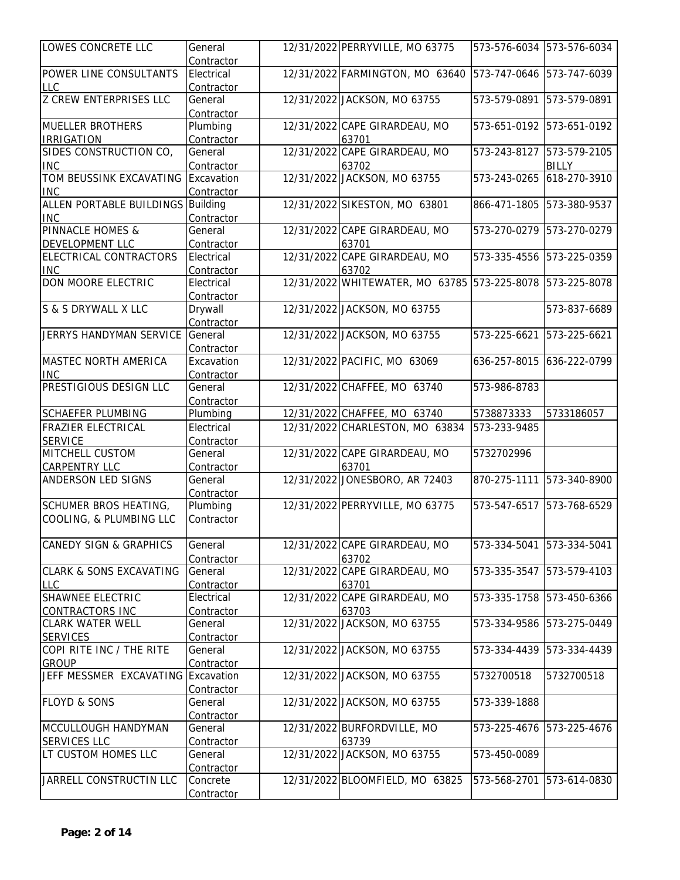| | | | | | | |
|---|---|---|---|---|---|---|
| LOWES CONCRETE LLC | General Contractor | | 12/31/2022 | PERRYVILLE, MO 63775 | 573-576-6034 | 573-576-6034 |
| POWER LINE CONSULTANTS LLC | Electrical Contractor | | 12/31/2022 | FARMINGTON, MO 63640 | 573-747-0646 | 573-747-6039 |
| Z CREW ENTERPRISES LLC | General Contractor | | 12/31/2022 | JACKSON, MO 63755 | 573-579-0891 | 573-579-0891 |
| MUELLER BROTHERS IRRIGATION | Plumbing Contractor | | 12/31/2022 | CAPE GIRARDEAU, MO 63701 | 573-651-0192 | 573-651-0192 |
| SIDES CONSTRUCTION CO, INC | General Contractor | | 12/31/2022 | CAPE GIRARDEAU, MO 63702 | 573-243-8127 | 573-579-2105 BILLY |
| TOM BEUSSINK EXCAVATING INC | Excavation Contractor | | 12/31/2022 | JACKSON, MO 63755 | 573-243-0265 | 618-270-3910 |
| ALLEN PORTABLE BUILDINGS INC | Building Contractor | | 12/31/2022 | SIKESTON, MO 63801 | 866-471-1805 | 573-380-9537 |
| PINNACLE HOMES & DEVELOPMENT LLC | General Contractor | | 12/31/2022 | CAPE GIRARDEAU, MO 63701 | 573-270-0279 | 573-270-0279 |
| ELECTRICAL CONTRACTORS INC | Electrical Contractor | | 12/31/2022 | CAPE GIRARDEAU, MO 63702 | 573-335-4556 | 573-225-0359 |
| DON MOORE ELECTRIC | Electrical Contractor | | 12/31/2022 | WHITEWATER, MO 63785 | 573-225-8078 | 573-225-8078 |
| S & S DRYWALL X LLC | Drywall Contractor | | 12/31/2022 | JACKSON, MO 63755 | | 573-837-6689 |
| JERRYS HANDYMAN SERVICE | General Contractor | | 12/31/2022 | JACKSON, MO 63755 | 573-225-6621 | 573-225-6621 |
| MASTEC NORTH AMERICA INC | Excavation Contractor | | 12/31/2022 | PACIFIC, MO 63069 | 636-257-8015 | 636-222-0799 |
| PRESTIGIOUS DESIGN LLC | General Contractor | | 12/31/2022 | CHAFFEE, MO 63740 | 573-986-8783 | |
| SCHAEFER PLUMBING | Plumbing | | 12/31/2022 | CHAFFEE, MO 63740 | 5738873333 | 5733186057 |
| FRAZIER ELECTRICAL SERVICE | Electrical Contractor | | 12/31/2022 | CHARLESTON, MO 63834 | 573-233-9485 | |
| MITCHELL CUSTOM CARPENTRY LLC | General Contractor | | 12/31/2022 | CAPE GIRARDEAU, MO 63701 | 5732702996 | |
| ANDERSON LED SIGNS | General Contractor | | 12/31/2022 | JONESBORO, AR 72403 | 870-275-1111 | 573-340-8900 |
| SCHUMER BROS HEATING, COOLING, & PLUMBING LLC | Plumbing Contractor | | 12/31/2022 | PERRYVILLE, MO 63775 | 573-547-6517 | 573-768-6529 |
| CANEDY SIGN & GRAPHICS | General Contractor | | 12/31/2022 | CAPE GIRARDEAU, MO 63702 | 573-334-5041 | 573-334-5041 |
| CLARK & SONS EXCAVATING LLC | General Contractor | | 12/31/2022 | CAPE GIRARDEAU, MO 63701 | 573-335-3547 | 573-579-4103 |
| SHAWNEE ELECTRIC CONTRACTORS INC | Electrical Contractor | | 12/31/2022 | CAPE GIRARDEAU, MO 63703 | 573-335-1758 | 573-450-6366 |
| CLARK WATER WELL SERVICES | General Contractor | | 12/31/2022 | JACKSON, MO 63755 | 573-334-9586 | 573-275-0449 |
| COPI RITE INC / THE RITE GROUP | General Contractor | | 12/31/2022 | JACKSON, MO 63755 | 573-334-4439 | 573-334-4439 |
| JEFF MESSMER EXCAVATING | Excavation Contractor | | 12/31/2022 | JACKSON, MO 63755 | 5732700518 | 5732700518 |
| FLOYD & SONS | General Contractor | | 12/31/2022 | JACKSON, MO 63755 | 573-339-1888 | |
| MCCULLOUGH HANDYMAN SERVICES LLC | General Contractor | | 12/31/2022 | BURFORDVILLE, MO 63739 | 573-225-4676 | 573-225-4676 |
| LT CUSTOM HOMES LLC | General Contractor | | 12/31/2022 | JACKSON, MO 63755 | 573-450-0089 | |
| JARRELL CONSTRUCTIN LLC | Concrete Contractor | | 12/31/2022 | BLOOMFIELD, MO 63825 | 573-568-2701 | 573-614-0830 |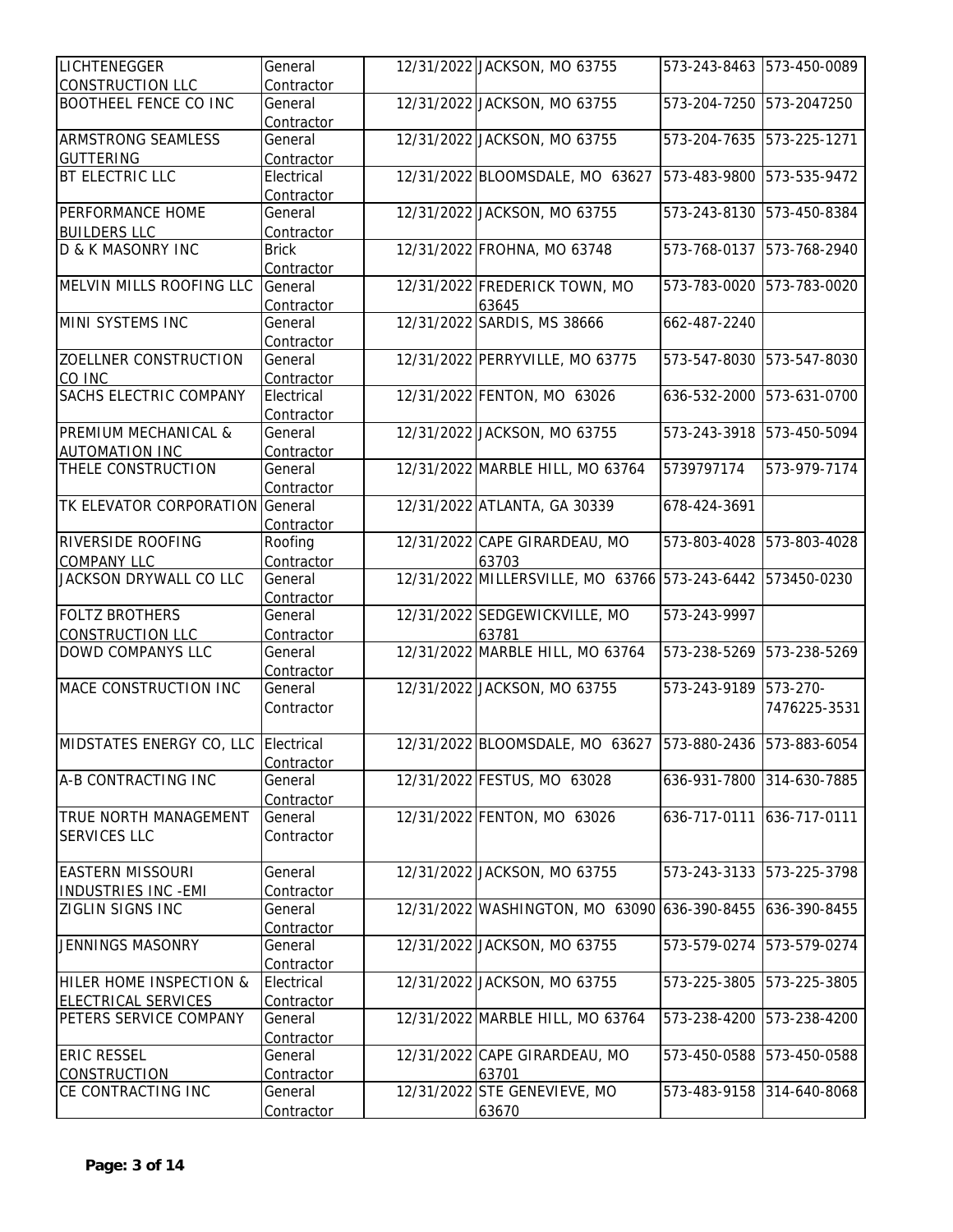| | | | | | |
|---|---|---|---|---|---|
| LICHTENEGGER CONSTRUCTION LLC | General Contractor | 12/31/2022 | JACKSON, MO 63755 | 573-243-8463 | 573-450-0089 |
| BOOTHEEL FENCE CO INC | General Contractor | 12/31/2022 | JACKSON, MO 63755 | 573-204-7250 | 573-2047250 |
| ARMSTRONG SEAMLESS GUTTERING | General Contractor | 12/31/2022 | JACKSON, MO 63755 | 573-204-7635 | 573-225-1271 |
| BT ELECTRIC LLC | Electrical Contractor | 12/31/2022 | BLOOMSDALE, MO 63627 | 573-483-9800 | 573-535-9472 |
| PERFORMANCE HOME BUILDERS LLC | General Contractor | 12/31/2022 | JACKSON, MO 63755 | 573-243-8130 | 573-450-8384 |
| D & K MASONRY INC | Brick Contractor | 12/31/2022 | FROHNA, MO 63748 | 573-768-0137 | 573-768-2940 |
| MELVIN MILLS ROOFING LLC | General Contractor | 12/31/2022 | FREDERICK TOWN, MO 63645 | 573-783-0020 | 573-783-0020 |
| MINI SYSTEMS INC | General Contractor | 12/31/2022 | SARDIS, MS 38666 | 662-487-2240 | |
| ZOELLNER CONSTRUCTION CO INC | General Contractor | 12/31/2022 | PERRYVILLE, MO 63775 | 573-547-8030 | 573-547-8030 |
| SACHS ELECTRIC COMPANY | Electrical Contractor | 12/31/2022 | FENTON, MO 63026 | 636-532-2000 | 573-631-0700 |
| PREMIUM MECHANICAL & AUTOMATION INC | General Contractor | 12/31/2022 | JACKSON, MO 63755 | 573-243-3918 | 573-450-5094 |
| THELE CONSTRUCTION | General Contractor | 12/31/2022 | MARBLE HILL, MO 63764 | 5739797174 | 573-979-7174 |
| TK ELEVATOR CORPORATION | General Contractor | 12/31/2022 | ATLANTA, GA 30339 | 678-424-3691 | |
| RIVERSIDE ROOFING COMPANY LLC | Roofing Contractor | 12/31/2022 | CAPE GIRARDEAU, MO 63703 | 573-803-4028 | 573-803-4028 |
| JACKSON DRYWALL CO LLC | General Contractor | 12/31/2022 | MILLERSVILLE, MO 63766 | 573-243-6442 | 573450-0230 |
| FOLTZ BROTHERS CONSTRUCTION LLC | General Contractor | 12/31/2022 | SEDGEWICKVILLE, MO 63781 | 573-243-9997 | |
| DOWD COMPANYS LLC | General Contractor | 12/31/2022 | MARBLE HILL, MO 63764 | 573-238-5269 | 573-238-5269 |
| MACE CONSTRUCTION INC | General Contractor | 12/31/2022 | JACKSON, MO 63755 | 573-243-9189 | 573-270-7476225-3531 |
| MIDSTATES ENERGY CO, LLC | Electrical Contractor | 12/31/2022 | BLOOMSDALE, MO 63627 | 573-880-2436 | 573-883-6054 |
| A-B CONTRACTING INC | General Contractor | 12/31/2022 | FESTUS, MO 63028 | 636-931-7800 | 314-630-7885 |
| TRUE NORTH MANAGEMENT SERVICES LLC | General Contractor | 12/31/2022 | FENTON, MO 63026 | 636-717-0111 | 636-717-0111 |
| EASTERN MISSOURI INDUSTRIES INC -EMI | General Contractor | 12/31/2022 | JACKSON, MO 63755 | 573-243-3133 | 573-225-3798 |
| ZIGLIN SIGNS INC | General Contractor | 12/31/2022 | WASHINGTON, MO 63090 | 636-390-8455 | 636-390-8455 |
| JENNINGS MASONRY | General Contractor | 12/31/2022 | JACKSON, MO 63755 | 573-579-0274 | 573-579-0274 |
| HILER HOME INSPECTION & ELECTRICAL SERVICES | Electrical Contractor | 12/31/2022 | JACKSON, MO 63755 | 573-225-3805 | 573-225-3805 |
| PETERS SERVICE COMPANY | General Contractor | 12/31/2022 | MARBLE HILL, MO 63764 | 573-238-4200 | 573-238-4200 |
| ERIC RESSEL CONSTRUCTION | General Contractor | 12/31/2022 | CAPE GIRARDEAU, MO 63701 | 573-450-0588 | 573-450-0588 |
| CE CONTRACTING INC | General Contractor | 12/31/2022 | STE GENEVIEVE, MO 63670 | 573-483-9158 | 314-640-8068 |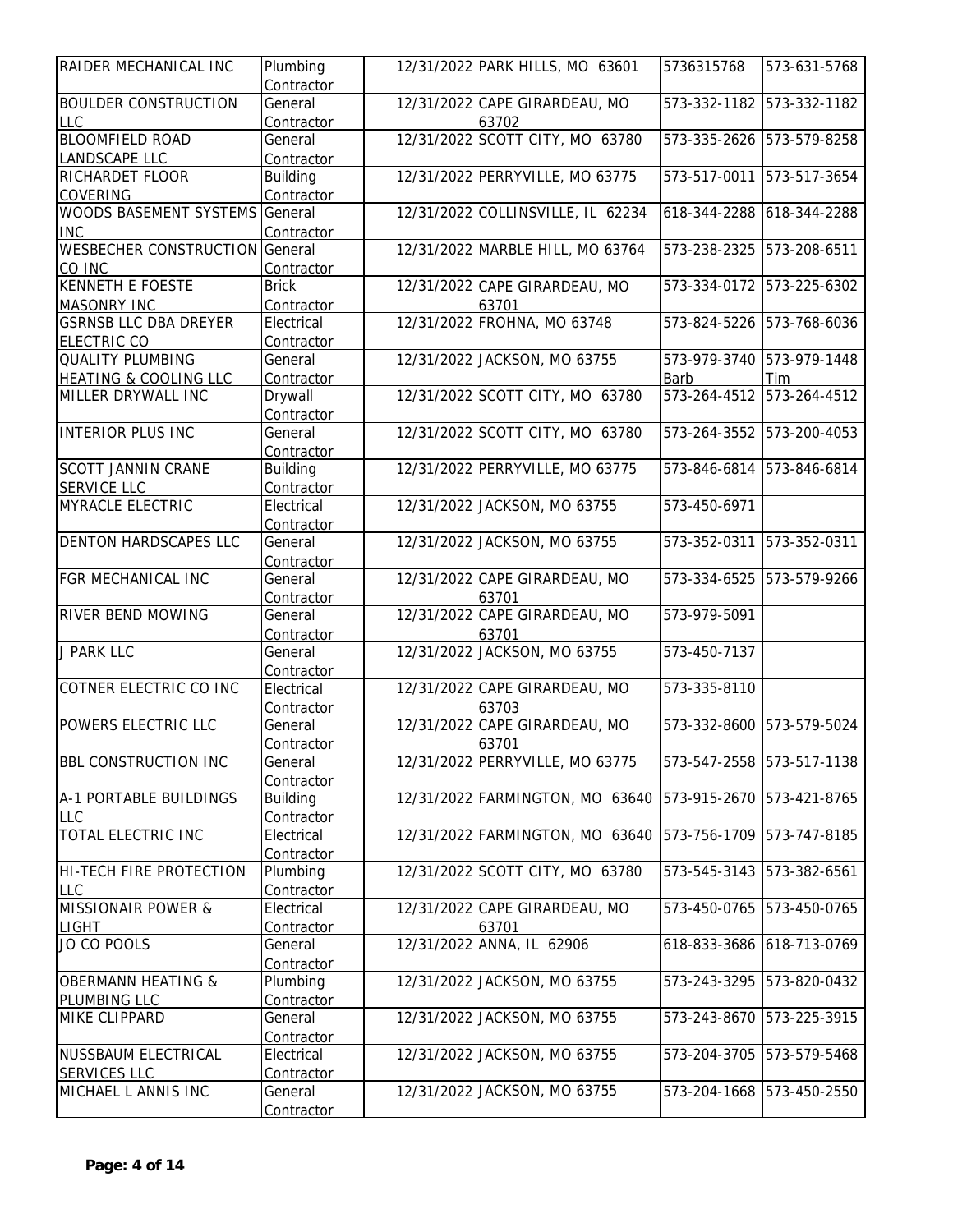| | | | | | |
|---|---|---|---|---|---|
| RAIDER MECHANICAL INC | Plumbing Contractor | 12/31/2022 | PARK HILLS, MO 63601 | 5736315768 | 573-631-5768 |
| BOULDER CONSTRUCTION LLC | General Contractor | 12/31/2022 | CAPE GIRARDEAU, MO 63702 | 573-332-1182 | 573-332-1182 |
| BLOOMFIELD ROAD LANDSCAPE LLC | General Contractor | 12/31/2022 | SCOTT CITY, MO 63780 | 573-335-2626 | 573-579-8258 |
| RICHARDET FLOOR COVERING | Building Contractor | 12/31/2022 | PERRYVILLE, MO 63775 | 573-517-0011 | 573-517-3654 |
| WOODS BASEMENT SYSTEMS INC | General Contractor | 12/31/2022 | COLLINSVILLE, IL 62234 | 618-344-2288 | 618-344-2288 |
| WESBECHER CONSTRUCTION CO INC | General Contractor | 12/31/2022 | MARBLE HILL, MO 63764 | 573-238-2325 | 573-208-6511 |
| KENNETH E FOESTE MASONRY INC | Brick Contractor | 12/31/2022 | CAPE GIRARDEAU, MO 63701 | 573-334-0172 | 573-225-6302 |
| GSRNSB LLC DBA DREYER ELECTRIC CO | Electrical Contractor | 12/31/2022 | FROHNA, MO 63748 | 573-824-5226 | 573-768-6036 |
| QUALITY PLUMBING HEATING & COOLING LLC | General Contractor | 12/31/2022 | JACKSON, MO 63755 | 573-979-3740 Barb | 573-979-1448 Tim |
| MILLER DRYWALL INC | Drywall Contractor | 12/31/2022 | SCOTT CITY, MO 63780 | 573-264-4512 | 573-264-4512 |
| INTERIOR PLUS INC | General Contractor | 12/31/2022 | SCOTT CITY, MO 63780 | 573-264-3552 | 573-200-4053 |
| SCOTT JANNIN CRANE SERVICE LLC | Building Contractor | 12/31/2022 | PERRYVILLE, MO 63775 | 573-846-6814 | 573-846-6814 |
| MYRACLE ELECTRIC | Electrical Contractor | 12/31/2022 | JACKSON, MO 63755 | 573-450-6971 | |
| DENTON HARDSCAPES LLC | General Contractor | 12/31/2022 | JACKSON, MO 63755 | 573-352-0311 | 573-352-0311 |
| FGR MECHANICAL INC | General Contractor | 12/31/2022 | CAPE GIRARDEAU, MO 63701 | 573-334-6525 | 573-579-9266 |
| RIVER BEND MOWING | General Contractor | 12/31/2022 | CAPE GIRARDEAU, MO 63701 | 573-979-5091 | |
| J PARK LLC | General Contractor | 12/31/2022 | JACKSON, MO 63755 | 573-450-7137 | |
| COTNER ELECTRIC CO INC | Electrical Contractor | 12/31/2022 | CAPE GIRARDEAU, MO 63703 | 573-335-8110 | |
| POWERS ELECTRIC LLC | General Contractor | 12/31/2022 | CAPE GIRARDEAU, MO 63701 | 573-332-8600 | 573-579-5024 |
| BBL CONSTRUCTION INC | General Contractor | 12/31/2022 | PERRYVILLE, MO 63775 | 573-547-2558 | 573-517-1138 |
| A-1 PORTABLE BUILDINGS LLC | Building Contractor | 12/31/2022 | FARMINGTON, MO 63640 | 573-915-2670 | 573-421-8765 |
| TOTAL ELECTRIC INC | Electrical Contractor | 12/31/2022 | FARMINGTON, MO 63640 | 573-756-1709 | 573-747-8185 |
| HI-TECH FIRE PROTECTION LLC | Plumbing Contractor | 12/31/2022 | SCOTT CITY, MO 63780 | 573-545-3143 | 573-382-6561 |
| MISSIONAIR POWER & LIGHT | Electrical Contractor | 12/31/2022 | CAPE GIRARDEAU, MO 63701 | 573-450-0765 | 573-450-0765 |
| JO CO POOLS | General Contractor | 12/31/2022 | ANNA, IL 62906 | 618-833-3686 | 618-713-0769 |
| OBERMANN HEATING & PLUMBING LLC | Plumbing Contractor | 12/31/2022 | JACKSON, MO 63755 | 573-243-3295 | 573-820-0432 |
| MIKE CLIPPARD | General Contractor | 12/31/2022 | JACKSON, MO 63755 | 573-243-8670 | 573-225-3915 |
| NUSSBAUM ELECTRICAL SERVICES LLC | Electrical Contractor | 12/31/2022 | JACKSON, MO 63755 | 573-204-3705 | 573-579-5468 |
| MICHAEL L ANNIS INC | General Contractor | 12/31/2022 | JACKSON, MO 63755 | 573-204-1668 | 573-450-2550 |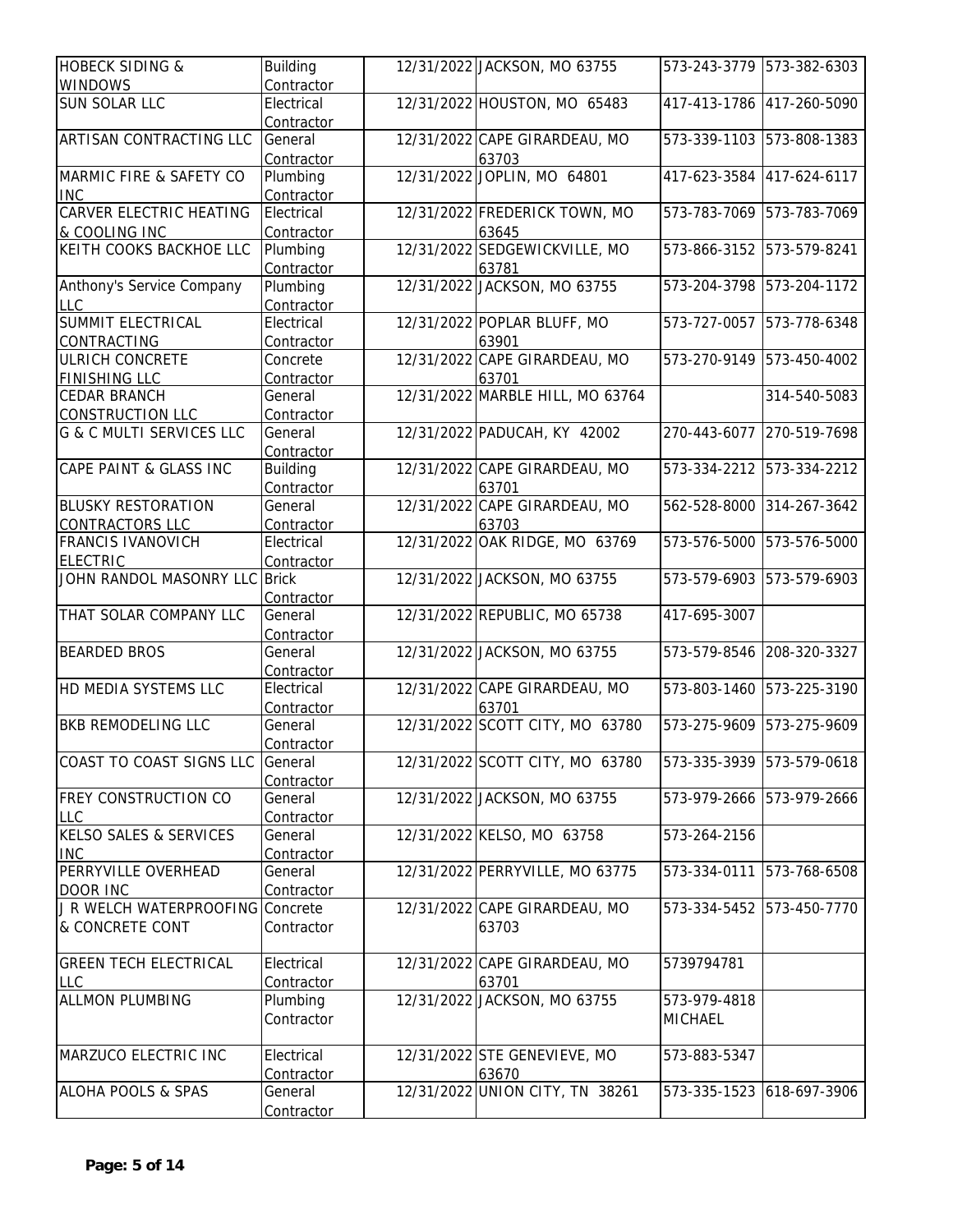| | | | | | | |
|---|---|---|---|---|---|---|
| HOBECK SIDING & WINDOWS | Building Contractor | | 12/31/2022 | JACKSON, MO 63755 | 573-243-3779 | 573-382-6303 |
| SUN SOLAR LLC | Electrical Contractor | | 12/31/2022 | HOUSTON, MO 65483 | 417-413-1786 | 417-260-5090 |
| ARTISAN CONTRACTING LLC | General Contractor | | 12/31/2022 | CAPE GIRARDEAU, MO 63703 | 573-339-1103 | 573-808-1383 |
| MARMIC FIRE & SAFETY CO INC | Plumbing Contractor | | 12/31/2022 | JOPLIN, MO 64801 | 417-623-3584 | 417-624-6117 |
| CARVER ELECTRIC HEATING & COOLING INC | Electrical Contractor | | 12/31/2022 | FREDERICK TOWN, MO 63645 | 573-783-7069 | 573-783-7069 |
| KEITH COOKS BACKHOE LLC | Plumbing Contractor | | 12/31/2022 | SEDGEWICKVILLE, MO 63781 | 573-866-3152 | 573-579-8241 |
| Anthony's Service Company LLC | Plumbing Contractor | | 12/31/2022 | JACKSON, MO 63755 | 573-204-3798 | 573-204-1172 |
| SUMMIT ELECTRICAL CONTRACTING | Electrical Contractor | | 12/31/2022 | POPLAR BLUFF, MO 63901 | 573-727-0057 | 573-778-6348 |
| ULRICH CONCRETE FINISHING LLC | Concrete Contractor | | 12/31/2022 | CAPE GIRARDEAU, MO 63701 | 573-270-9149 | 573-450-4002 |
| CEDAR BRANCH CONSTRUCTION LLC | General Contractor | | 12/31/2022 | MARBLE HILL, MO 63764 | | 314-540-5083 |
| G & C MULTI SERVICES LLC | General Contractor | | 12/31/2022 | PADUCAH, KY 42002 | 270-443-6077 | 270-519-7698 |
| CAPE PAINT & GLASS INC | Building Contractor | | 12/31/2022 | CAPE GIRARDEAU, MO 63701 | 573-334-2212 | 573-334-2212 |
| BLUSKY RESTORATION CONTRACTORS LLC | General Contractor | | 12/31/2022 | CAPE GIRARDEAU, MO 63703 | 562-528-8000 | 314-267-3642 |
| FRANCIS IVANOVICH ELECTRIC | Electrical Contractor | | 12/31/2022 | OAK RIDGE, MO 63769 | 573-576-5000 | 573-576-5000 |
| JOHN RANDOL MASONRY LLC | Brick Contractor | | 12/31/2022 | JACKSON, MO 63755 | 573-579-6903 | 573-579-6903 |
| THAT SOLAR COMPANY LLC | General Contractor | | 12/31/2022 | REPUBLIC, MO 65738 | 417-695-3007 | |
| BEARDED BROS | General Contractor | | 12/31/2022 | JACKSON, MO 63755 | 573-579-8546 | 208-320-3327 |
| HD MEDIA SYSTEMS LLC | Electrical Contractor | | 12/31/2022 | CAPE GIRARDEAU, MO 63701 | 573-803-1460 | 573-225-3190 |
| BKB REMODELING LLC | General Contractor | | 12/31/2022 | SCOTT CITY, MO 63780 | 573-275-9609 | 573-275-9609 |
| COAST TO COAST SIGNS LLC | General Contractor | | 12/31/2022 | SCOTT CITY, MO 63780 | 573-335-3939 | 573-579-0618 |
| FREY CONSTRUCTION CO LLC | General Contractor | | 12/31/2022 | JACKSON, MO 63755 | 573-979-2666 | 573-979-2666 |
| KELSO SALES & SERVICES INC | General Contractor | | 12/31/2022 | KELSO, MO 63758 | 573-264-2156 | |
| PERRYVILLE OVERHEAD DOOR INC | General Contractor | | 12/31/2022 | PERRYVILLE, MO 63775 | 573-334-0111 | 573-768-6508 |
| J R WELCH WATERPROOFING & CONCRETE CONT | Concrete Contractor | | 12/31/2022 | CAPE GIRARDEAU, MO 63703 | 573-334-5452 | 573-450-7770 |
| GREEN TECH ELECTRICAL LLC | Electrical Contractor | | 12/31/2022 | CAPE GIRARDEAU, MO 63701 | 5739794781 | |
| ALLMON PLUMBING | Plumbing Contractor | | 12/31/2022 | JACKSON, MO 63755 | 573-979-4818 MICHAEL | |
| MARZUCO ELECTRIC INC | Electrical Contractor | | 12/31/2022 | STE GENEVIEVE, MO 63670 | 573-883-5347 | |
| ALOHA POOLS & SPAS | General Contractor | | 12/31/2022 | UNION CITY, TN 38261 | 573-335-1523 | 618-697-3906 |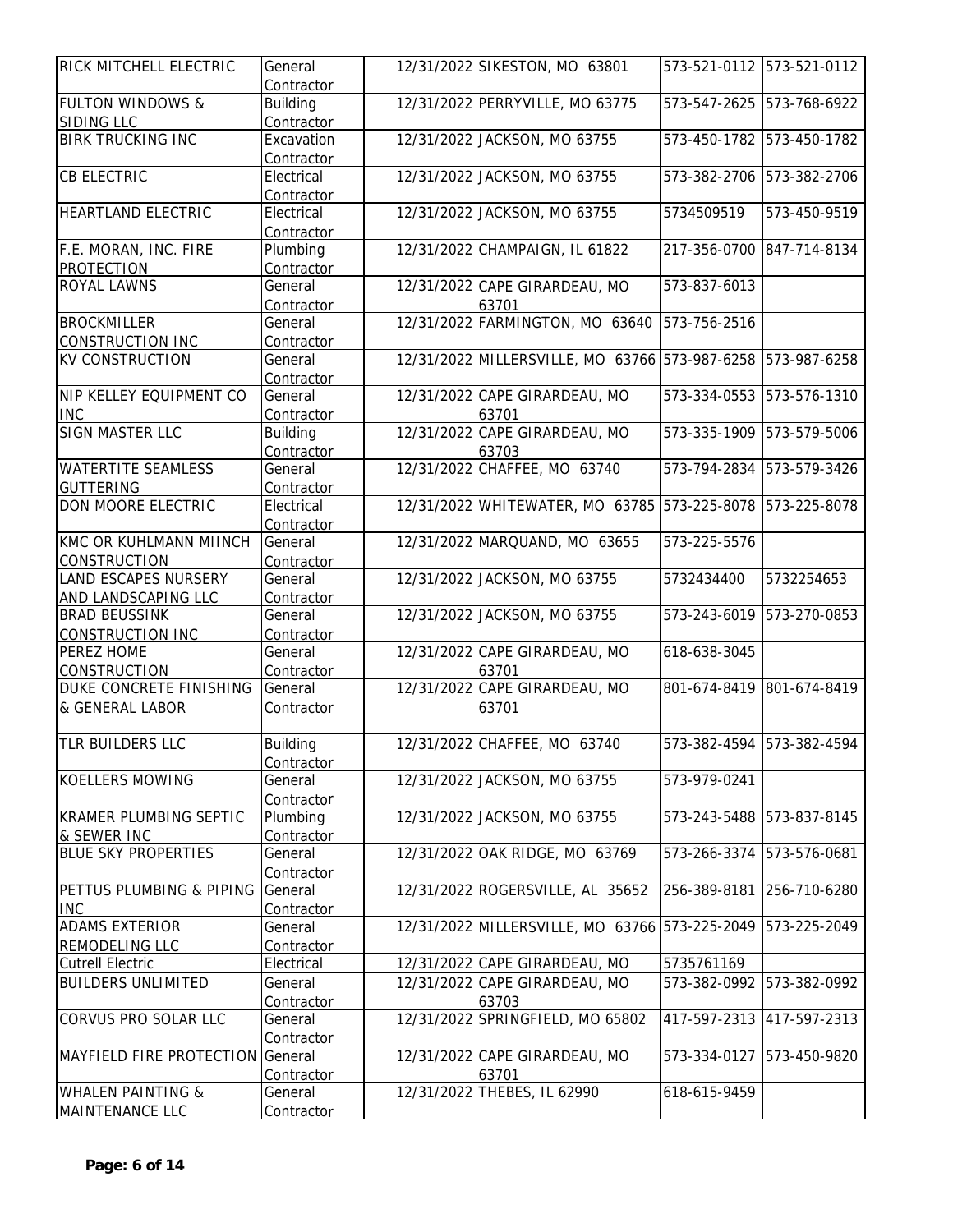| | | | | | | |
|---|---|---|---|---|---|---|
| RICK MITCHELL ELECTRIC | General Contractor | | 12/31/2022 | SIKESTON, MO 63801 | 573-521-0112 | 573-521-0112 |
| FULTON WINDOWS & SIDING LLC | Building Contractor | | 12/31/2022 | PERRYVILLE, MO 63775 | 573-547-2625 | 573-768-6922 |
| BIRK TRUCKING INC | Excavation Contractor | | 12/31/2022 | JACKSON, MO 63755 | 573-450-1782 | 573-450-1782 |
| CB ELECTRIC | Electrical Contractor | | 12/31/2022 | JACKSON, MO 63755 | 573-382-2706 | 573-382-2706 |
| HEARTLAND ELECTRIC | Electrical Contractor | | 12/31/2022 | JACKSON, MO 63755 | 5734509519 | 573-450-9519 |
| F.E. MORAN, INC. FIRE PROTECTION | Plumbing Contractor | | 12/31/2022 | CHAMPAIGN, IL 61822 | 217-356-0700 | 847-714-8134 |
| ROYAL LAWNS | General Contractor | | 12/31/2022 | CAPE GIRARDEAU, MO 63701 | 573-837-6013 | |
| BROCKMILLER CONSTRUCTION INC | General Contractor | | 12/31/2022 | FARMINGTON, MO 63640 | 573-756-2516 | |
| KV CONSTRUCTION | General Contractor | | 12/31/2022 | MILLERSVILLE, MO 63766 | 573-987-6258 | 573-987-6258 |
| NIP KELLEY EQUIPMENT CO INC | General Contractor | | 12/31/2022 | CAPE GIRARDEAU, MO 63701 | 573-334-0553 | 573-576-1310 |
| SIGN MASTER LLC | Building Contractor | | 12/31/2022 | CAPE GIRARDEAU, MO 63703 | 573-335-1909 | 573-579-5006 |
| WATERTITE SEAMLESS GUTTERING | General Contractor | | 12/31/2022 | CHAFFEE, MO 63740 | 573-794-2834 | 573-579-3426 |
| DON MOORE ELECTRIC | Electrical Contractor | | 12/31/2022 | WHITEWATER, MO 63785 | 573-225-8078 | 573-225-8078 |
| KMC OR KUHLMANN MIINCH CONSTRUCTION | General Contractor | | 12/31/2022 | MARQUAND, MO 63655 | 573-225-5576 | |
| LAND ESCAPES NURSERY AND LANDSCAPING LLC | General Contractor | | 12/31/2022 | JACKSON, MO 63755 | 5732434400 | 5732254653 |
| BRAD BEUSSINK CONSTRUCTION INC | General Contractor | | 12/31/2022 | JACKSON, MO 63755 | 573-243-6019 | 573-270-0853 |
| PEREZ HOME CONSTRUCTION | General Contractor | | 12/31/2022 | CAPE GIRARDEAU, MO 63701 | 618-638-3045 | |
| DUKE CONCRETE FINISHING & GENERAL LABOR | General Contractor | | 12/31/2022 | CAPE GIRARDEAU, MO 63701 | 801-674-8419 | 801-674-8419 |
| TLR BUILDERS LLC | Building Contractor | | 12/31/2022 | CHAFFEE, MO 63740 | 573-382-4594 | 573-382-4594 |
| KOELLERS MOWING | General Contractor | | 12/31/2022 | JACKSON, MO 63755 | 573-979-0241 | |
| KRAMER PLUMBING SEPTIC & SEWER INC | Plumbing Contractor | | 12/31/2022 | JACKSON, MO 63755 | 573-243-5488 | 573-837-8145 |
| BLUE SKY PROPERTIES | General Contractor | | 12/31/2022 | OAK RIDGE, MO 63769 | 573-266-3374 | 573-576-0681 |
| PETTUS PLUMBING & PIPING INC | General Contractor | | 12/31/2022 | ROGERSVILLE, AL 35652 | 256-389-8181 | 256-710-6280 |
| ADAMS EXTERIOR REMODELING LLC | General Contractor | | 12/31/2022 | MILLERSVILLE, MO 63766 | 573-225-2049 | 573-225-2049 |
| Cutrell Electric | Electrical | | 12/31/2022 | CAPE GIRARDEAU, MO | 5735761169 | |
| BUILDERS UNLIMITED | General Contractor | | 12/31/2022 | CAPE GIRARDEAU, MO 63703 | 573-382-0992 | 573-382-0992 |
| CORVUS PRO SOLAR LLC | General Contractor | | 12/31/2022 | SPRINGFIELD, MO 65802 | 417-597-2313 | 417-597-2313 |
| MAYFIELD FIRE PROTECTION | General Contractor | | 12/31/2022 | CAPE GIRARDEAU, MO 63701 | 573-334-0127 | 573-450-9820 |
| WHALEN PAINTING & MAINTENANCE LLC | General Contractor | | 12/31/2022 | THEBES, IL 62990 | 618-615-9459 | |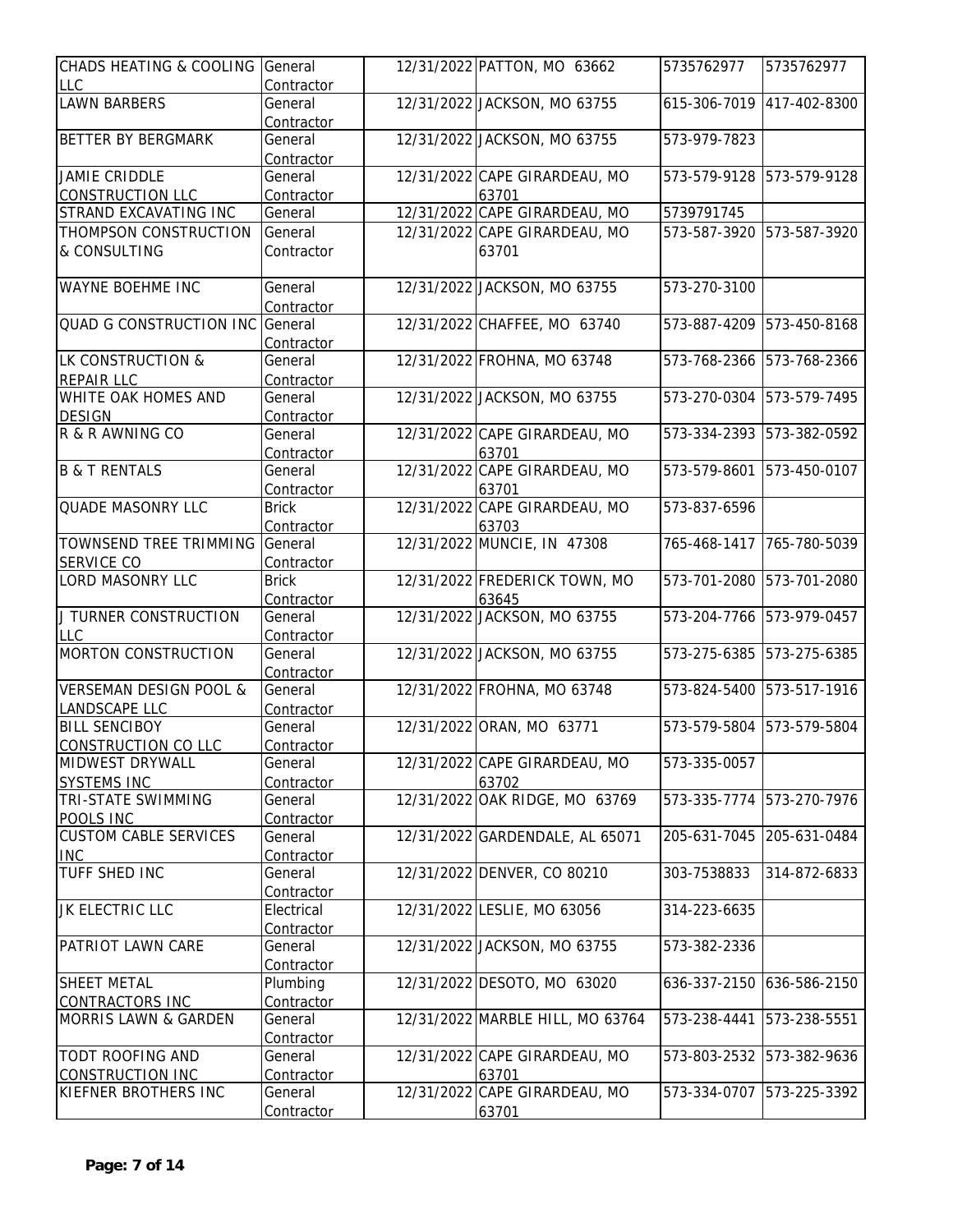| | | | | | | |
|---|---|---|---|---|---|---|
| CHADS HEATING & COOLING LLC | General Contractor | | 12/31/2022 | PATTON, MO 63662 | 5735762977 | 5735762977 |
| LAWN BARBERS | General Contractor | | 12/31/2022 | JACKSON, MO 63755 | 615-306-7019 | 417-402-8300 |
| BETTER BY BERGMARK | General Contractor | | 12/31/2022 | JACKSON, MO 63755 | 573-979-7823 | |
| JAMIE CRIDDLE CONSTRUCTION LLC | General Contractor | | 12/31/2022 | CAPE GIRARDEAU, MO 63701 | 573-579-9128 | 573-579-9128 |
| STRAND EXCAVATING INC | General | | 12/31/2022 | CAPE GIRARDEAU, MO | 5739791745 | |
| THOMPSON CONSTRUCTION & CONSULTING | General Contractor | | 12/31/2022 | CAPE GIRARDEAU, MO 63701 | 573-587-3920 | 573-587-3920 |
| WAYNE BOEHME INC | General Contractor | | 12/31/2022 | JACKSON, MO 63755 | 573-270-3100 | |
| QUAD G CONSTRUCTION INC | General Contractor | | 12/31/2022 | CHAFFEE, MO 63740 | 573-887-4209 | 573-450-8168 |
| LK CONSTRUCTION & REPAIR LLC | General Contractor | | 12/31/2022 | FROHNA, MO 63748 | 573-768-2366 | 573-768-2366 |
| WHITE OAK HOMES AND DESIGN | General Contractor | | 12/31/2022 | JACKSON, MO 63755 | 573-270-0304 | 573-579-7495 |
| R & R AWNING CO | General Contractor | | 12/31/2022 | CAPE GIRARDEAU, MO 63701 | 573-334-2393 | 573-382-0592 |
| B & T RENTALS | General Contractor | | 12/31/2022 | CAPE GIRARDEAU, MO 63701 | 573-579-8601 | 573-450-0107 |
| QUADE MASONRY LLC | Brick Contractor | | 12/31/2022 | CAPE GIRARDEAU, MO 63703 | 573-837-6596 | |
| TOWNSEND TREE TRIMMING SERVICE CO | General Contractor | | 12/31/2022 | MUNCIE, IN 47308 | 765-468-1417 | 765-780-5039 |
| LORD MASONRY LLC | Brick Contractor | | 12/31/2022 | FREDERICK TOWN, MO 63645 | 573-701-2080 | 573-701-2080 |
| J TURNER CONSTRUCTION LLC | General Contractor | | 12/31/2022 | JACKSON, MO 63755 | 573-204-7766 | 573-979-0457 |
| MORTON CONSTRUCTION | General Contractor | | 12/31/2022 | JACKSON, MO 63755 | 573-275-6385 | 573-275-6385 |
| VERSEMAN DESIGN POOL & LANDSCAPE LLC | General Contractor | | 12/31/2022 | FROHNA, MO 63748 | 573-824-5400 | 573-517-1916 |
| BILL SENCIBOY CONSTRUCTION CO LLC | General Contractor | | 12/31/2022 | ORAN, MO 63771 | 573-579-5804 | 573-579-5804 |
| MIDWEST DRYWALL SYSTEMS INC | General Contractor | | 12/31/2022 | CAPE GIRARDEAU, MO 63702 | 573-335-0057 | |
| TRI-STATE SWIMMING POOLS INC | General Contractor | | 12/31/2022 | OAK RIDGE, MO 63769 | 573-335-7774 | 573-270-7976 |
| CUSTOM CABLE SERVICES INC | General Contractor | | 12/31/2022 | GARDENDALE, AL 65071 | 205-631-7045 | 205-631-0484 |
| TUFF SHED INC | General Contractor | | 12/31/2022 | DENVER, CO 80210 | 303-7538833 | 314-872-6833 |
| JK ELECTRIC LLC | Electrical Contractor | | 12/31/2022 | LESLIE, MO 63056 | 314-223-6635 | |
| PATRIOT LAWN CARE | General Contractor | | 12/31/2022 | JACKSON, MO 63755 | 573-382-2336 | |
| SHEET METAL CONTRACTORS INC | Plumbing Contractor | | 12/31/2022 | DESOTO, MO 63020 | 636-337-2150 | 636-586-2150 |
| MORRIS LAWN & GARDEN | General Contractor | | 12/31/2022 | MARBLE HILL, MO 63764 | 573-238-4441 | 573-238-5551 |
| TODT ROOFING AND CONSTRUCTION INC | General Contractor | | 12/31/2022 | CAPE GIRARDEAU, MO 63701 | 573-803-2532 | 573-382-9636 |
| KIEFNER BROTHERS INC | General Contractor | | 12/31/2022 | CAPE GIRARDEAU, MO 63701 | 573-334-0707 | 573-225-3392 |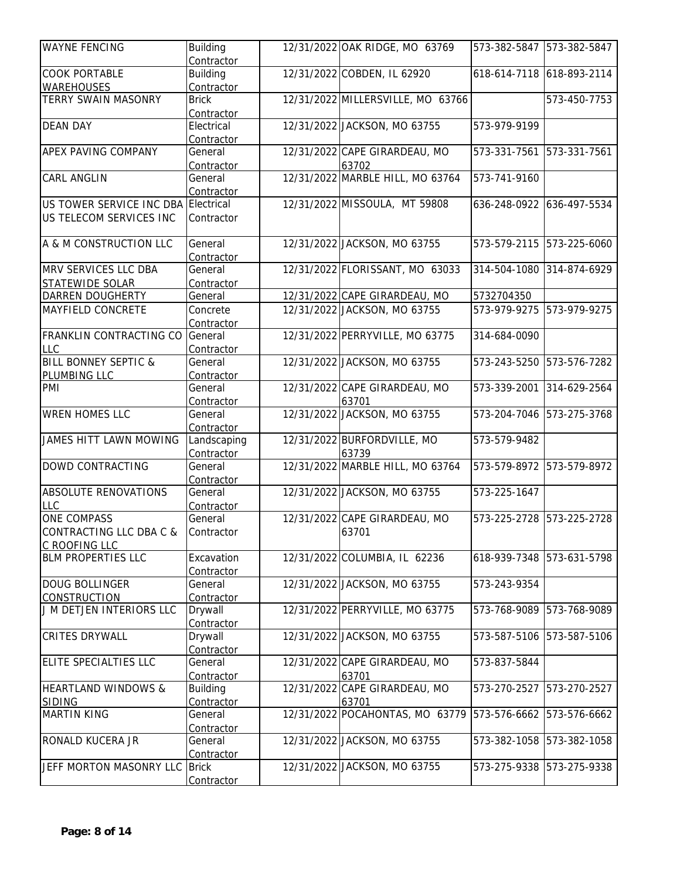| | | | | | |
|---|---|---|---|---|---|
| WAYNE FENCING | Building Contractor | 12/31/2022 | OAK RIDGE, MO 63769 | 573-382-5847 | 573-382-5847 |
| COOK PORTABLE WAREHOUSES | Building Contractor | 12/31/2022 | COBDEN, IL 62920 | 618-614-7118 | 618-893-2114 |
| TERRY SWAIN MASONRY | Brick Contractor | 12/31/2022 | MILLERSVILLE, MO 63766 | | 573-450-7753 |
| DEAN DAY | Electrical Contractor | 12/31/2022 | JACKSON, MO 63755 | 573-979-9199 | |
| APEX PAVING COMPANY | General Contractor | 12/31/2022 | CAPE GIRARDEAU, MO 63702 | 573-331-7561 | 573-331-7561 |
| CARL ANGLIN | General Contractor | 12/31/2022 | MARBLE HILL, MO 63764 | 573-741-9160 | |
| US TOWER SERVICE INC DBA US TELECOM SERVICES INC | Electrical Contractor | 12/31/2022 | MISSOULA, MT 59808 | 636-248-0922 | 636-497-5534 |
| A & M CONSTRUCTION LLC | General Contractor | 12/31/2022 | JACKSON, MO 63755 | 573-579-2115 | 573-225-6060 |
| MRV SERVICES LLC DBA STATEWIDE SOLAR | General Contractor | 12/31/2022 | FLORISSANT, MO 63033 | 314-504-1080 | 314-874-6929 |
| DARREN DOUGHERTY | General | 12/31/2022 | CAPE GIRARDEAU, MO | 5732704350 | |
| MAYFIELD CONCRETE | Concrete Contractor | 12/31/2022 | JACKSON, MO 63755 | 573-979-9275 | 573-979-9275 |
| FRANKLIN CONTRACTING CO LLC | General Contractor | 12/31/2022 | PERRYVILLE, MO 63775 | 314-684-0090 | |
| BILL BONNEY SEPTIC & PLUMBING LLC | General Contractor | 12/31/2022 | JACKSON, MO 63755 | 573-243-5250 | 573-576-7282 |
| PMI | General Contractor | 12/31/2022 | CAPE GIRARDEAU, MO 63701 | 573-339-2001 | 314-629-2564 |
| WREN HOMES LLC | General Contractor | 12/31/2022 | JACKSON, MO 63755 | 573-204-7046 | 573-275-3768 |
| JAMES HITT LAWN MOWING | Landscaping Contractor | 12/31/2022 | BURFORDVILLE, MO 63739 | 573-579-9482 | |
| DOWD CONTRACTING | General Contractor | 12/31/2022 | MARBLE HILL, MO 63764 | 573-579-8972 | 573-579-8972 |
| ABSOLUTE RENOVATIONS LLC | General Contractor | 12/31/2022 | JACKSON, MO 63755 | 573-225-1647 | |
| ONE COMPASS CONTRACTING LLC DBA C & C ROOFING LLC | General Contractor | 12/31/2022 | CAPE GIRARDEAU, MO 63701 | 573-225-2728 | 573-225-2728 |
| BLM PROPERTIES LLC | Excavation Contractor | 12/31/2022 | COLUMBIA, IL 62236 | 618-939-7348 | 573-631-5798 |
| DOUG BOLLINGER CONSTRUCTION | General Contractor | 12/31/2022 | JACKSON, MO 63755 | 573-243-9354 | |
| J M DETJEN INTERIORS LLC | Drywall Contractor | 12/31/2022 | PERRYVILLE, MO 63775 | 573-768-9089 | 573-768-9089 |
| CRITES DRYWALL | Drywall Contractor | 12/31/2022 | JACKSON, MO 63755 | 573-587-5106 | 573-587-5106 |
| ELITE SPECIALTIES LLC | General Contractor | 12/31/2022 | CAPE GIRARDEAU, MO 63701 | 573-837-5844 | |
| HEARTLAND WINDOWS & SIDING | Building Contractor | 12/31/2022 | CAPE GIRARDEAU, MO 63701 | 573-270-2527 | 573-270-2527 |
| MARTIN KING | General Contractor | 12/31/2022 | POCAHONTAS, MO 63779 | 573-576-6662 | 573-576-6662 |
| RONALD KUCERA JR | General Contractor | 12/31/2022 | JACKSON, MO 63755 | 573-382-1058 | 573-382-1058 |
| JEFF MORTON MASONRY LLC | Brick Contractor | 12/31/2022 | JACKSON, MO 63755 | 573-275-9338 | 573-275-9338 |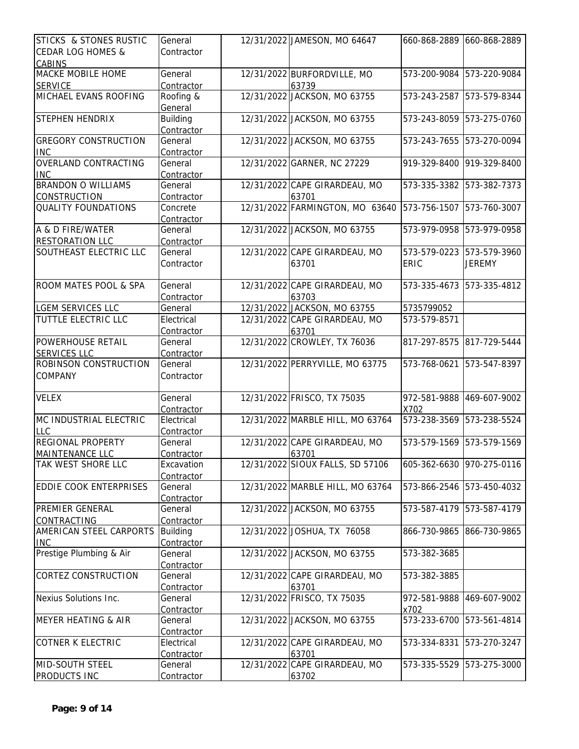| | | | | | |
|---|---|---|---|---|---|
| STICKS & STONES RUSTIC CEDAR LOG HOMES & CABINS | General Contractor | 12/31/2022 | JAMESON, MO 64647 | 660-868-2889 | 660-868-2889 |
| MACKE MOBILE HOME SERVICE | General Contractor | 12/31/2022 | BURFORDVILLE, MO 63739 | 573-200-9084 | 573-220-9084 |
| MICHAEL EVANS ROOFING | Roofing & General | 12/31/2022 | JACKSON, MO 63755 | 573-243-2587 | 573-579-8344 |
| STEPHEN HENDRIX | Building Contractor | 12/31/2022 | JACKSON, MO 63755 | 573-243-8059 | 573-275-0760 |
| GREGORY CONSTRUCTION INC | General Contractor | 12/31/2022 | JACKSON, MO 63755 | 573-243-7655 | 573-270-0094 |
| OVERLAND CONTRACTING INC | General Contractor | 12/31/2022 | GARNER, NC 27229 | 919-329-8400 | 919-329-8400 |
| BRANDON O WILLIAMS CONSTRUCTION | General Contractor | 12/31/2022 | CAPE GIRARDEAU, MO 63701 | 573-335-3382 | 573-382-7373 |
| QUALITY FOUNDATIONS | Concrete Contractor | 12/31/2022 | FARMINGTON, MO 63640 | 573-756-1507 | 573-760-3007 |
| A & D FIRE/WATER RESTORATION LLC | General Contractor | 12/31/2022 | JACKSON, MO 63755 | 573-979-0958 | 573-979-0958 |
| SOUTHEAST ELECTRIC LLC | General Contractor | 12/31/2022 | CAPE GIRARDEAU, MO 63701 | 573-579-0223 ERIC | 573-579-3960 JEREMY |
| ROOM MATES POOL & SPA | General Contractor | 12/31/2022 | CAPE GIRARDEAU, MO 63703 | 573-335-4673 | 573-335-4812 |
| LGEM SERVICES LLC | General | 12/31/2022 | JACKSON, MO 63755 | 5735799052 | |
| TUTTLE ELECTRIC LLC | Electrical Contractor | 12/31/2022 | CAPE GIRARDEAU, MO 63701 | 573-579-8571 | |
| POWERHOUSE RETAIL SERVICES LLC | General Contractor | 12/31/2022 | CROWLEY, TX 76036 | 817-297-8575 | 817-729-5444 |
| ROBINSON CONSTRUCTION COMPANY | General Contractor | 12/31/2022 | PERRYVILLE, MO 63775 | 573-768-0621 | 573-547-8397 |
| VELEX | General Contractor | 12/31/2022 | FRISCO, TX 75035 | 972-581-9888 X702 | 469-607-9002 |
| MC INDUSTRIAL ELECTRIC LLC | Electrical Contractor | 12/31/2022 | MARBLE HILL, MO 63764 | 573-238-3569 | 573-238-5524 |
| REGIONAL PROPERTY MAINTENANCE LLC | General Contractor | 12/31/2022 | CAPE GIRARDEAU, MO 63701 | 573-579-1569 | 573-579-1569 |
| TAK WEST SHORE LLC | Excavation Contractor | 12/31/2022 | SIOUX FALLS, SD 57106 | 605-362-6630 | 970-275-0116 |
| EDDIE COOK ENTERPRISES | General Contractor | 12/31/2022 | MARBLE HILL, MO 63764 | 573-866-2546 | 573-450-4032 |
| PREMIER GENERAL CONTRACTING | General Contractor | 12/31/2022 | JACKSON, MO 63755 | 573-587-4179 | 573-587-4179 |
| AMERICAN STEEL CARPORTS INC | Building Contractor | 12/31/2022 | JOSHUA, TX 76058 | 866-730-9865 | 866-730-9865 |
| Prestige Plumbing & Air | General Contractor | 12/31/2022 | JACKSON, MO 63755 | 573-382-3685 | |
| CORTEZ CONSTRUCTION | General Contractor | 12/31/2022 | CAPE GIRARDEAU, MO 63701 | 573-382-3885 | |
| Nexius Solutions Inc. | General Contractor | 12/31/2022 | FRISCO, TX 75035 | 972-581-9888 x702 | 469-607-9002 |
| MEYER HEATING & AIR | General Contractor | 12/31/2022 | JACKSON, MO 63755 | 573-233-6700 | 573-561-4814 |
| COTNER K ELECTRIC | Electrical Contractor | 12/31/2022 | CAPE GIRARDEAU, MO 63701 | 573-334-8331 | 573-270-3247 |
| MID-SOUTH STEEL PRODUCTS INC | General Contractor | 12/31/2022 | CAPE GIRARDEAU, MO 63702 | 573-335-5529 | 573-275-3000 |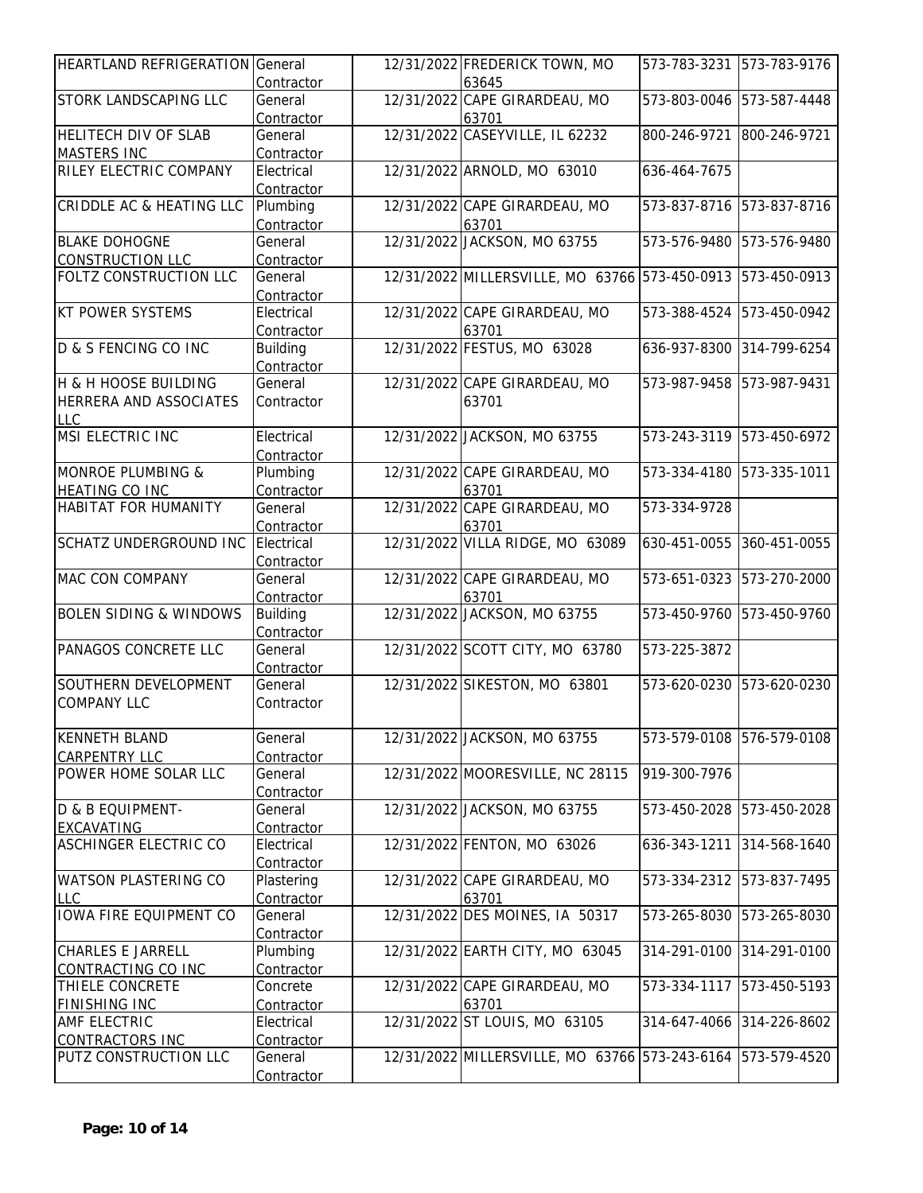| | | | | | |
|---|---|---|---|---|---|
| HEARTLAND REFRIGERATION | General Contractor | 12/31/2022 | FREDERICK TOWN, MO 63645 | 573-783-3231 | 573-783-9176 |
| STORK LANDSCAPING LLC | General Contractor | 12/31/2022 | CAPE GIRARDEAU, MO 63701 | 573-803-0046 | 573-587-4448 |
| HELITECH DIV OF SLAB MASTERS INC | General Contractor | 12/31/2022 | CASEYVILLE, IL 62232 | 800-246-9721 | 800-246-9721 |
| RILEY ELECTRIC COMPANY | Electrical Contractor | 12/31/2022 | ARNOLD, MO 63010 | 636-464-7675 | |
| CRIDDLE AC & HEATING LLC | Plumbing Contractor | 12/31/2022 | CAPE GIRARDEAU, MO 63701 | 573-837-8716 | 573-837-8716 |
| BLAKE DOHOGNE CONSTRUCTION LLC | General Contractor | 12/31/2022 | JACKSON, MO 63755 | 573-576-9480 | 573-576-9480 |
| FOLTZ CONSTRUCTION LLC | General Contractor | 12/31/2022 | MILLERSVILLE, MO 63766 | 573-450-0913 | 573-450-0913 |
| KT POWER SYSTEMS | Electrical Contractor | 12/31/2022 | CAPE GIRARDEAU, MO 63701 | 573-388-4524 | 573-450-0942 |
| D & S FENCING CO INC | Building Contractor | 12/31/2022 | FESTUS, MO 63028 | 636-937-8300 | 314-799-6254 |
| H & H HOOSE BUILDING HERRERA AND ASSOCIATES LLC | General Contractor | 12/31/2022 | CAPE GIRARDEAU, MO 63701 | 573-987-9458 | 573-987-9431 |
| MSI ELECTRIC INC | Electrical Contractor | 12/31/2022 | JACKSON, MO 63755 | 573-243-3119 | 573-450-6972 |
| MONROE PLUMBING & HEATING CO INC | Plumbing Contractor | 12/31/2022 | CAPE GIRARDEAU, MO 63701 | 573-334-4180 | 573-335-1011 |
| HABITAT FOR HUMANITY | General Contractor | 12/31/2022 | CAPE GIRARDEAU, MO 63701 | 573-334-9728 | |
| SCHATZ UNDERGROUND INC | Electrical Contractor | 12/31/2022 | VILLA RIDGE, MO 63089 | 630-451-0055 | 360-451-0055 |
| MAC CON COMPANY | General Contractor | 12/31/2022 | CAPE GIRARDEAU, MO 63701 | 573-651-0323 | 573-270-2000 |
| BOLEN SIDING & WINDOWS | Building Contractor | 12/31/2022 | JACKSON, MO 63755 | 573-450-9760 | 573-450-9760 |
| PANAGOS CONCRETE LLC | General Contractor | 12/31/2022 | SCOTT CITY, MO 63780 | 573-225-3872 | |
| SOUTHERN DEVELOPMENT COMPANY LLC | General Contractor | 12/31/2022 | SIKESTON, MO 63801 | 573-620-0230 | 573-620-0230 |
| KENNETH BLAND CARPENTRY LLC | General Contractor | 12/31/2022 | JACKSON, MO 63755 | 573-579-0108 | 576-579-0108 |
| POWER HOME SOLAR LLC | General Contractor | 12/31/2022 | MOORESVILLE, NC 28115 | 919-300-7976 | |
| D & B EQUIPMENT-EXCAVATING | General Contractor | 12/31/2022 | JACKSON, MO 63755 | 573-450-2028 | 573-450-2028 |
| ASCHINGER ELECTRIC CO | Electrical Contractor | 12/31/2022 | FENTON, MO 63026 | 636-343-1211 | 314-568-1640 |
| WATSON PLASTERING CO LLC | Plastering Contractor | 12/31/2022 | CAPE GIRARDEAU, MO 63701 | 573-334-2312 | 573-837-7495 |
| IOWA FIRE EQUIPMENT CO | General Contractor | 12/31/2022 | DES MOINES, IA 50317 | 573-265-8030 | 573-265-8030 |
| CHARLES E JARRELL CONTRACTING CO INC | Plumbing Contractor | 12/31/2022 | EARTH CITY, MO 63045 | 314-291-0100 | 314-291-0100 |
| THIELE CONCRETE FINISHING INC | Concrete Contractor | 12/31/2022 | CAPE GIRARDEAU, MO 63701 | 573-334-1117 | 573-450-5193 |
| AMF ELECTRIC CONTRACTORS INC | Electrical Contractor | 12/31/2022 | ST LOUIS, MO 63105 | 314-647-4066 | 314-226-8602 |
| PUTZ CONSTRUCTION LLC | General Contractor | 12/31/2022 | MILLERSVILLE, MO 63766 | 573-243-6164 | 573-579-4520 |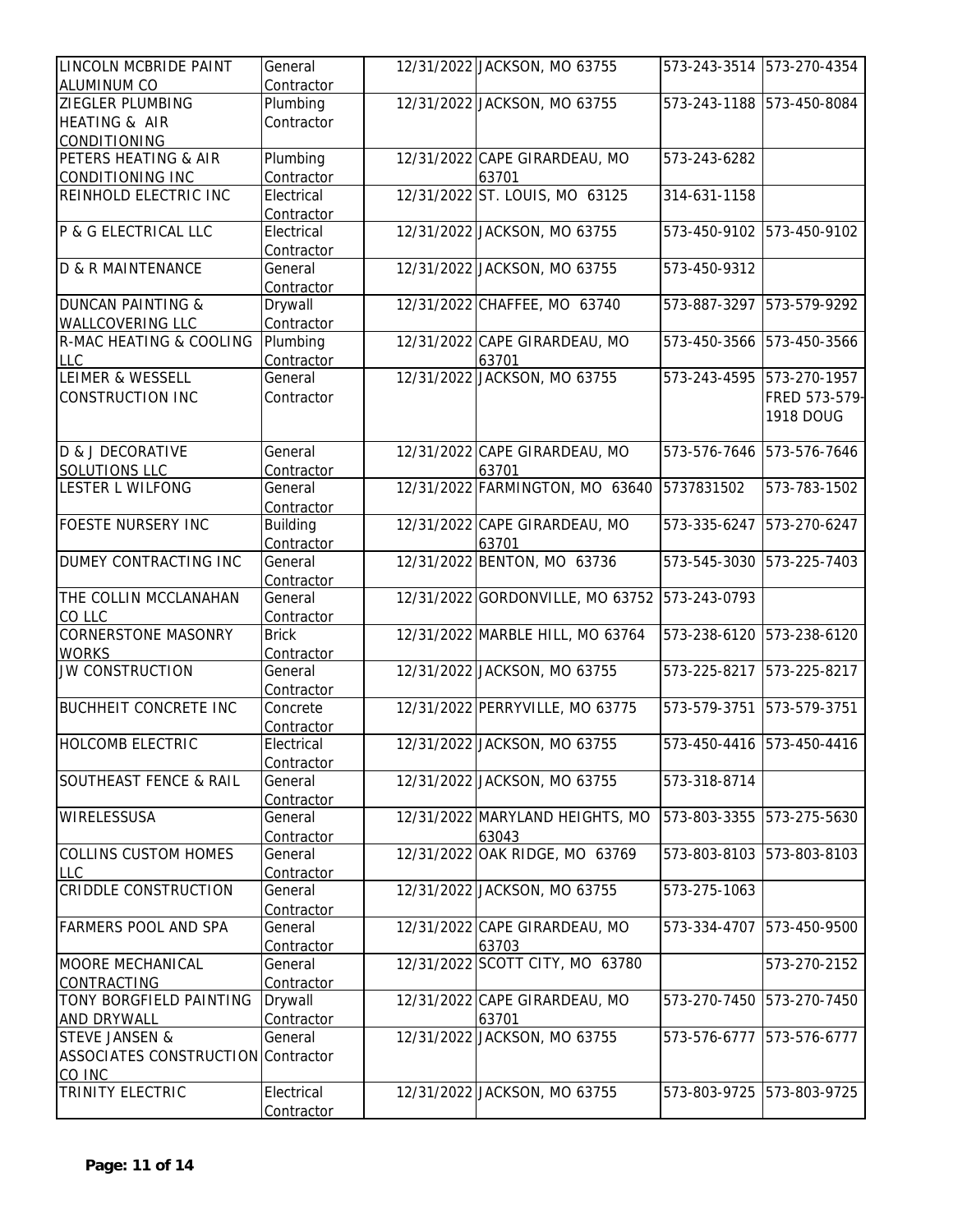| | | | | | |
|---|---|---|---|---|---|
| LINCOLN MCBRIDE PAINT ALUMINUM CO | General Contractor | 12/31/2022 | JACKSON, MO 63755 | 573-243-3514 | 573-270-4354 |
| ZIEGLER PLUMBING HEATING & AIR CONDITIONING | Plumbing Contractor | 12/31/2022 | JACKSON, MO 63755 | 573-243-1188 | 573-450-8084 |
| PETERS HEATING & AIR CONDITIONING INC | Plumbing Contractor | 12/31/2022 | CAPE GIRARDEAU, MO 63701 | 573-243-6282 | |
| REINHOLD ELECTRIC INC | Electrical Contractor | 12/31/2022 | ST. LOUIS, MO 63125 | 314-631-1158 | |
| P & G ELECTRICAL LLC | Electrical Contractor | 12/31/2022 | JACKSON, MO 63755 | 573-450-9102 | 573-450-9102 |
| D & R MAINTENANCE | General Contractor | 12/31/2022 | JACKSON, MO 63755 | 573-450-9312 | |
| DUNCAN PAINTING & WALLCOVERING LLC | Drywall Contractor | 12/31/2022 | CHAFFEE, MO 63740 | 573-887-3297 | 573-579-9292 |
| R-MAC HEATING & COOLING LLC | Plumbing Contractor | 12/31/2022 | CAPE GIRARDEAU, MO 63701 | 573-450-3566 | 573-450-3566 |
| LEIMER & WESSELL CONSTRUCTION INC | General Contractor | 12/31/2022 | JACKSON, MO 63755 | 573-243-4595 | 573-270-1957 FRED 573-579-1918 DOUG |
| D & J DECORATIVE SOLUTIONS LLC | General Contractor | 12/31/2022 | CAPE GIRARDEAU, MO 63701 | 573-576-7646 | 573-576-7646 |
| LESTER L WILFONG | General Contractor | 12/31/2022 | FARMINGTON, MO 63640 | 5737831502 | 573-783-1502 |
| FOESTE NURSERY INC | Building Contractor | 12/31/2022 | CAPE GIRARDEAU, MO 63701 | 573-335-6247 | 573-270-6247 |
| DUMEY CONTRACTING INC | General Contractor | 12/31/2022 | BENTON, MO 63736 | 573-545-3030 | 573-225-7403 |
| THE COLLIN MCCLANAHAN CO LLC | General Contractor | 12/31/2022 | GORDONVILLE, MO 63752 | 573-243-0793 | |
| CORNERSTONE MASONRY WORKS | Brick Contractor | 12/31/2022 | MARBLE HILL, MO 63764 | 573-238-6120 | 573-238-6120 |
| JW CONSTRUCTION | General Contractor | 12/31/2022 | JACKSON, MO 63755 | 573-225-8217 | 573-225-8217 |
| BUCHHEIT CONCRETE INC | Concrete Contractor | 12/31/2022 | PERRYVILLE, MO 63775 | 573-579-3751 | 573-579-3751 |
| HOLCOMB ELECTRIC | Electrical Contractor | 12/31/2022 | JACKSON, MO 63755 | 573-450-4416 | 573-450-4416 |
| SOUTHEAST FENCE & RAIL | General Contractor | 12/31/2022 | JACKSON, MO 63755 | 573-318-8714 | |
| WIRELESSUSA | General Contractor | 12/31/2022 | MARYLAND HEIGHTS, MO 63043 | 573-803-3355 | 573-275-5630 |
| COLLINS CUSTOM HOMES LLC | General Contractor | 12/31/2022 | OAK RIDGE, MO 63769 | 573-803-8103 | 573-803-8103 |
| CRIDDLE CONSTRUCTION | General Contractor | 12/31/2022 | JACKSON, MO 63755 | 573-275-1063 | |
| FARMERS POOL AND SPA | General Contractor | 12/31/2022 | CAPE GIRARDEAU, MO 63703 | 573-334-4707 | 573-450-9500 |
| MOORE MECHANICAL CONTRACTING | General Contractor | 12/31/2022 | SCOTT CITY, MO 63780 | | 573-270-2152 |
| TONY BORGFIELD PAINTING AND DRYWALL | Drywall Contractor | 12/31/2022 | CAPE GIRARDEAU, MO 63701 | 573-270-7450 | 573-270-7450 |
| STEVE JANSEN & ASSOCIATES CONSTRUCTION CO INC | General Contractor | 12/31/2022 | JACKSON, MO 63755 | 573-576-6777 | 573-576-6777 |
| TRINITY ELECTRIC | Electrical Contractor | 12/31/2022 | JACKSON, MO 63755 | 573-803-9725 | 573-803-9725 |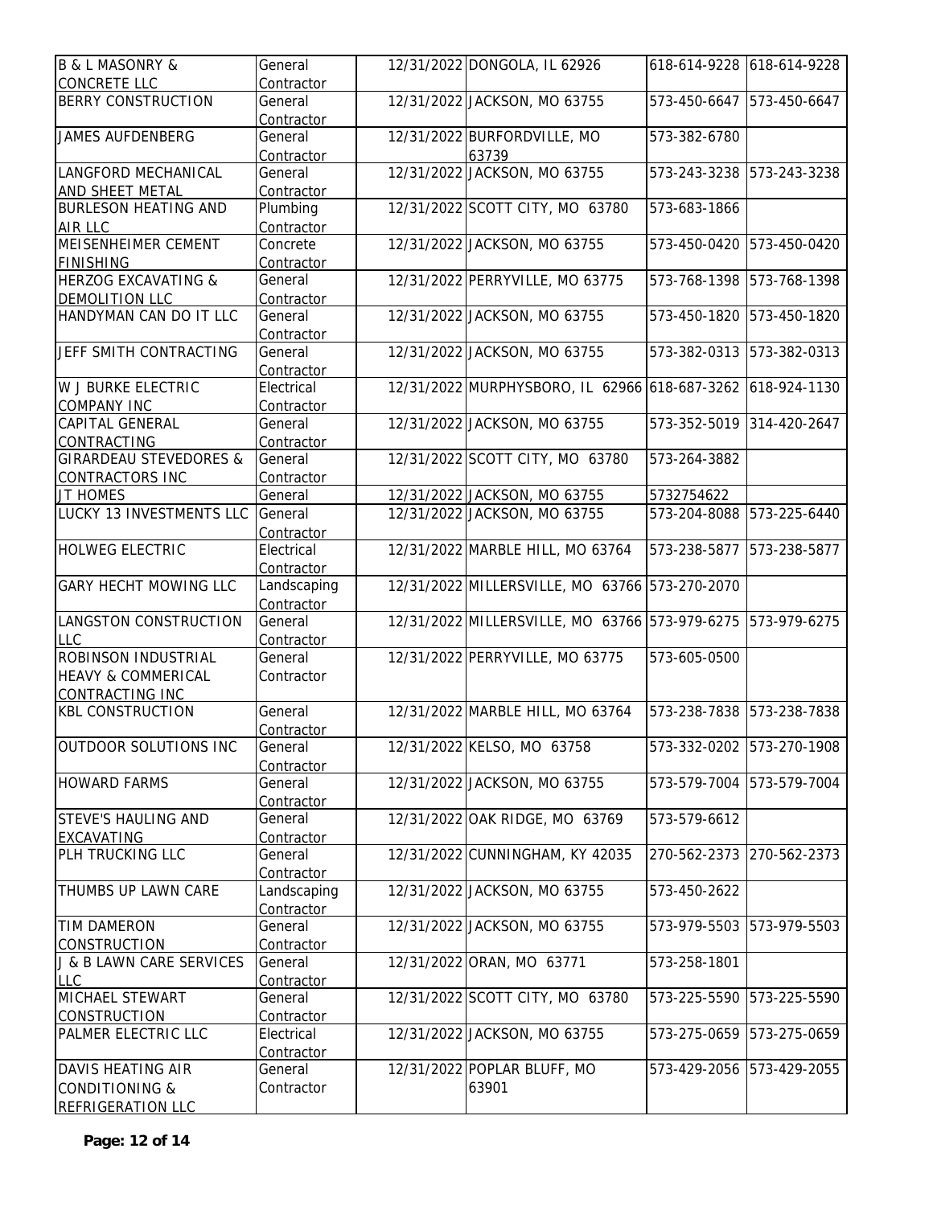| | | | | | |
|---|---|---|---|---|---|
| B & L MASONRY & CONCRETE LLC | General Contractor | 12/31/2022 | DONGOLA, IL 62926 | 618-614-9228 | 618-614-9228 |
| BERRY CONSTRUCTION | General Contractor | 12/31/2022 | JACKSON, MO 63755 | 573-450-6647 | 573-450-6647 |
| JAMES AUFDENBERG | General Contractor | 12/31/2022 | BURFORDVILLE, MO 63739 | 573-382-6780 | |
| LANGFORD MECHANICAL AND SHEET METAL | General Contractor | 12/31/2022 | JACKSON, MO 63755 | 573-243-3238 | 573-243-3238 |
| BURLESON HEATING AND AIR LLC | Plumbing Contractor | 12/31/2022 | SCOTT CITY, MO 63780 | 573-683-1866 | |
| MEISENHEIMER CEMENT FINISHING | Concrete Contractor | 12/31/2022 | JACKSON, MO 63755 | 573-450-0420 | 573-450-0420 |
| HERZOG EXCAVATING & DEMOLITION LLC | General Contractor | 12/31/2022 | PERRYVILLE, MO 63775 | 573-768-1398 | 573-768-1398 |
| HANDYMAN CAN DO IT LLC | General Contractor | 12/31/2022 | JACKSON, MO 63755 | 573-450-1820 | 573-450-1820 |
| JEFF SMITH CONTRACTING | General Contractor | 12/31/2022 | JACKSON, MO 63755 | 573-382-0313 | 573-382-0313 |
| W J BURKE ELECTRIC COMPANY INC | Electrical Contractor | 12/31/2022 | MURPHYSBORO, IL 62966 | 618-687-3262 | 618-924-1130 |
| CAPITAL GENERAL CONTRACTING | General Contractor | 12/31/2022 | JACKSON, MO 63755 | 573-352-5019 | 314-420-2647 |
| GIRARDEAU STEVEDORES & CONTRACTORS INC | General Contractor | 12/31/2022 | SCOTT CITY, MO 63780 | 573-264-3882 | |
| JT HOMES | General | 12/31/2022 | JACKSON, MO 63755 | 5732754622 | |
| LUCKY 13 INVESTMENTS LLC | General Contractor | 12/31/2022 | JACKSON, MO 63755 | 573-204-8088 | 573-225-6440 |
| HOLWEG ELECTRIC | Electrical Contractor | 12/31/2022 | MARBLE HILL, MO 63764 | 573-238-5877 | 573-238-5877 |
| GARY HECHT MOWING LLC | Landscaping Contractor | 12/31/2022 | MILLERSVILLE, MO 63766 | 573-270-2070 | |
| LANGSTON CONSTRUCTION LLC | General Contractor | 12/31/2022 | MILLERSVILLE, MO 63766 | 573-979-6275 | 573-979-6275 |
| ROBINSON INDUSTRIAL HEAVY & COMMERICAL CONTRACTING INC | General Contractor | 12/31/2022 | PERRYVILLE, MO 63775 | 573-605-0500 | |
| KBL CONSTRUCTION | General Contractor | 12/31/2022 | MARBLE HILL, MO 63764 | 573-238-7838 | 573-238-7838 |
| OUTDOOR SOLUTIONS INC | General Contractor | 12/31/2022 | KELSO, MO 63758 | 573-332-0202 | 573-270-1908 |
| HOWARD FARMS | General Contractor | 12/31/2022 | JACKSON, MO 63755 | 573-579-7004 | 573-579-7004 |
| STEVE'S HAULING AND EXCAVATING | General Contractor | 12/31/2022 | OAK RIDGE, MO 63769 | 573-579-6612 | |
| PLH TRUCKING LLC | General Contractor | 12/31/2022 | CUNNINGHAM, KY 42035 | 270-562-2373 | 270-562-2373 |
| THUMBS UP LAWN CARE | Landscaping Contractor | 12/31/2022 | JACKSON, MO 63755 | 573-450-2622 | |
| TIM DAMERON CONSTRUCTION | General Contractor | 12/31/2022 | JACKSON, MO 63755 | 573-979-5503 | 573-979-5503 |
| J & B LAWN CARE SERVICES LLC | General Contractor | 12/31/2022 | ORAN, MO 63771 | 573-258-1801 | |
| MICHAEL STEWART CONSTRUCTION | General Contractor | 12/31/2022 | SCOTT CITY, MO 63780 | 573-225-5590 | 573-225-5590 |
| PALMER ELECTRIC LLC | Electrical Contractor | 12/31/2022 | JACKSON, MO 63755 | 573-275-0659 | 573-275-0659 |
| DAVIS HEATING AIR CONDITIONING & REFRIGERATION LLC | General Contractor | 12/31/2022 | POPLAR BLUFF, MO 63901 | 573-429-2056 | 573-429-2055 |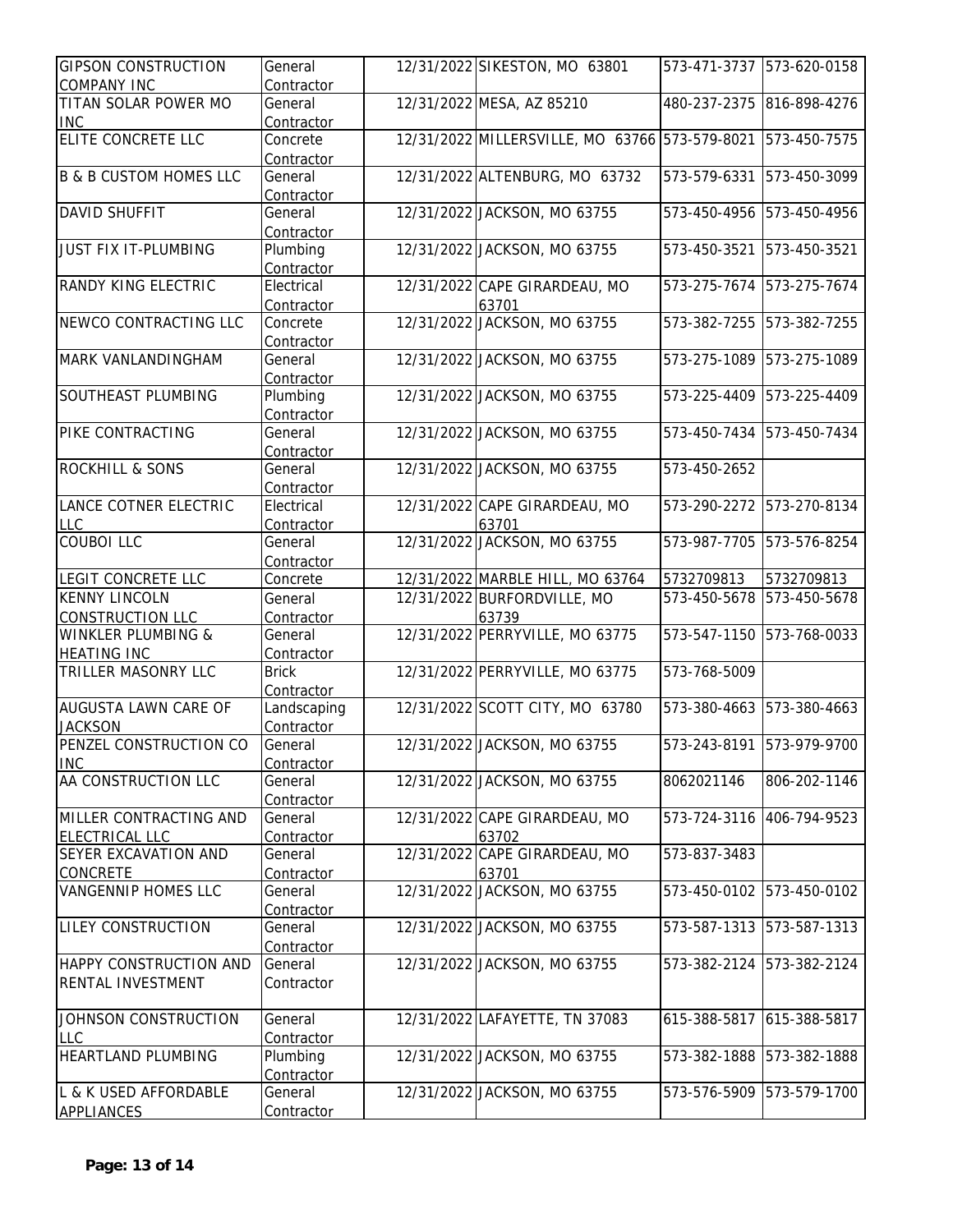| | | | | | | |
|---|---|---|---|---|---|---|
| GIPSON CONSTRUCTION COMPANY INC | General Contractor | | 12/31/2022 | SIKESTON, MO 63801 | 573-471-3737 | 573-620-0158 |
| TITAN SOLAR POWER MO INC | General Contractor | | 12/31/2022 | MESA, AZ 85210 | 480-237-2375 | 816-898-4276 |
| ELITE CONCRETE LLC | Concrete Contractor | | 12/31/2022 | MILLERSVILLE, MO 63766 | 573-579-8021 | 573-450-7575 |
| B & B CUSTOM HOMES LLC | General Contractor | | 12/31/2022 | ALTENBURG, MO 63732 | 573-579-6331 | 573-450-3099 |
| DAVID SHUFFIT | General Contractor | | 12/31/2022 | JACKSON, MO 63755 | 573-450-4956 | 573-450-4956 |
| JUST FIX IT-PLUMBING | Plumbing Contractor | | 12/31/2022 | JACKSON, MO 63755 | 573-450-3521 | 573-450-3521 |
| RANDY KING ELECTRIC | Electrical Contractor | | 12/31/2022 | CAPE GIRARDEAU, MO 63701 | 573-275-7674 | 573-275-7674 |
| NEWCO CONTRACTING LLC | Concrete Contractor | | 12/31/2022 | JACKSON, MO 63755 | 573-382-7255 | 573-382-7255 |
| MARK VANLANDINGHAM | General Contractor | | 12/31/2022 | JACKSON, MO 63755 | 573-275-1089 | 573-275-1089 |
| SOUTHEAST PLUMBING | Plumbing Contractor | | 12/31/2022 | JACKSON, MO 63755 | 573-225-4409 | 573-225-4409 |
| PIKE CONTRACTING | General Contractor | | 12/31/2022 | JACKSON, MO 63755 | 573-450-7434 | 573-450-7434 |
| ROCKHILL & SONS | General Contractor | | 12/31/2022 | JACKSON, MO 63755 | 573-450-2652 | |
| LANCE COTNER ELECTRIC LLC | Electrical Contractor | | 12/31/2022 | CAPE GIRARDEAU, MO 63701 | 573-290-2272 | 573-270-8134 |
| COUBOI LLC | General Contractor | | 12/31/2022 | JACKSON, MO 63755 | 573-987-7705 | 573-576-8254 |
| LEGIT CONCRETE LLC | Concrete | | 12/31/2022 | MARBLE HILL, MO 63764 | 5732709813 | 5732709813 |
| KENNY LINCOLN CONSTRUCTION LLC | General Contractor | | 12/31/2022 | BURFORDVILLE, MO 63739 | 573-450-5678 | 573-450-5678 |
| WINKLER PLUMBING & HEATING INC | General Contractor | | 12/31/2022 | PERRYVILLE, MO 63775 | 573-547-1150 | 573-768-0033 |
| TRILLER MASONRY LLC | Brick Contractor | | 12/31/2022 | PERRYVILLE, MO 63775 | 573-768-5009 | |
| AUGUSTA LAWN CARE OF JACKSON | Landscaping Contractor | | 12/31/2022 | SCOTT CITY, MO 63780 | 573-380-4663 | 573-380-4663 |
| PENZEL CONSTRUCTION CO INC | General Contractor | | 12/31/2022 | JACKSON, MO 63755 | 573-243-8191 | 573-979-9700 |
| AA CONSTRUCTION LLC | General Contractor | | 12/31/2022 | JACKSON, MO 63755 | 8062021146 | 806-202-1146 |
| MILLER CONTRACTING AND ELECTRICAL LLC | General Contractor | | 12/31/2022 | CAPE GIRARDEAU, MO 63702 | 573-724-3116 | 406-794-9523 |
| SEYER EXCAVATION AND CONCRETE | General Contractor | | 12/31/2022 | CAPE GIRARDEAU, MO 63701 | 573-837-3483 | |
| VANGENNIP HOMES LLC | General Contractor | | 12/31/2022 | JACKSON, MO 63755 | 573-450-0102 | 573-450-0102 |
| LILEY CONSTRUCTION | General Contractor | | 12/31/2022 | JACKSON, MO 63755 | 573-587-1313 | 573-587-1313 |
| HAPPY CONSTRUCTION AND RENTAL INVESTMENT | General Contractor | | 12/31/2022 | JACKSON, MO 63755 | 573-382-2124 | 573-382-2124 |
| JOHNSON CONSTRUCTION LLC | General Contractor | | 12/31/2022 | LAFAYETTE, TN 37083 | 615-388-5817 | 615-388-5817 |
| HEARTLAND PLUMBING | Plumbing Contractor | | 12/31/2022 | JACKSON, MO 63755 | 573-382-1888 | 573-382-1888 |
| L & K USED AFFORDABLE APPLIANCES | General Contractor | | 12/31/2022 | JACKSON, MO 63755 | 573-576-5909 | 573-579-1700 |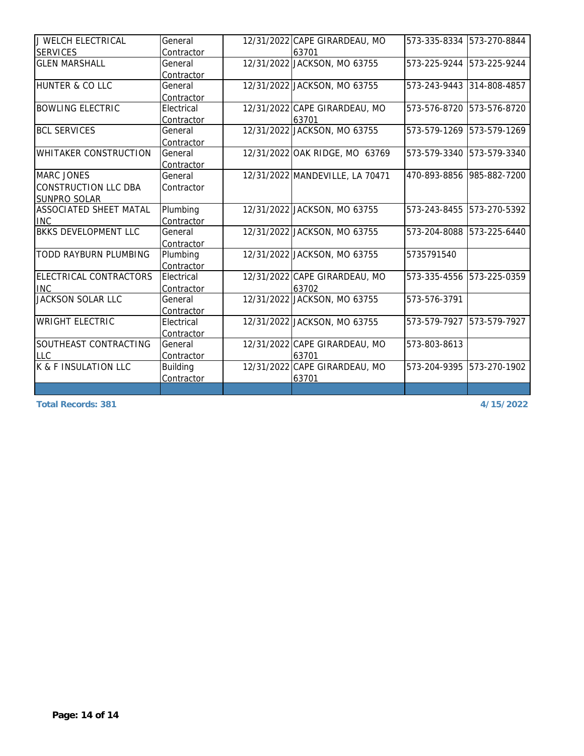| | | | | | |
|---|---|---|---|---|---|
| J WELCH ELECTRICAL SERVICES | General Contractor | 12/31/2022 | CAPE GIRARDEAU, MO 63701 | 573-335-8334 | 573-270-8844 |
| GLEN MARSHALL | General Contractor | 12/31/2022 | JACKSON, MO 63755 | 573-225-9244 | 573-225-9244 |
| HUNTER & CO LLC | General Contractor | 12/31/2022 | JACKSON, MO 63755 | 573-243-9443 | 314-808-4857 |
| BOWLING ELECTRIC | Electrical Contractor | 12/31/2022 | CAPE GIRARDEAU, MO 63701 | 573-576-8720 | 573-576-8720 |
| BCL SERVICES | General Contractor | 12/31/2022 | JACKSON, MO 63755 | 573-579-1269 | 573-579-1269 |
| WHITAKER CONSTRUCTION | General Contractor | 12/31/2022 | OAK RIDGE, MO 63769 | 573-579-3340 | 573-579-3340 |
| MARC JONES CONSTRUCTION LLC DBA SUNPRO SOLAR | General Contractor | 12/31/2022 | MANDEVILLE, LA 70471 | 470-893-8856 | 985-882-7200 |
| ASSOCIATED SHEET MATAL INC | Plumbing Contractor | 12/31/2022 | JACKSON, MO 63755 | 573-243-8455 | 573-270-5392 |
| BKKS DEVELOPMENT LLC | General Contractor | 12/31/2022 | JACKSON, MO 63755 | 573-204-8088 | 573-225-6440 |
| TODD RAYBURN PLUMBING | Plumbing Contractor | 12/31/2022 | JACKSON, MO 63755 | 5735791540 | |
| ELECTRICAL CONTRACTORS INC | Electrical Contractor | 12/31/2022 | CAPE GIRARDEAU, MO 63702 | 573-335-4556 | 573-225-0359 |
| JACKSON SOLAR LLC | General Contractor | 12/31/2022 | JACKSON, MO 63755 | 573-576-3791 | |
| WRIGHT ELECTRIC | Electrical Contractor | 12/31/2022 | JACKSON, MO 63755 | 573-579-7927 | 573-579-7927 |
| SOUTHEAST CONTRACTING LLC | General Contractor | 12/31/2022 | CAPE GIRARDEAU, MO 63701 | 573-803-8613 | |
| K & F INSULATION LLC | Building Contractor | 12/31/2022 | CAPE GIRARDEAU, MO 63701 | 573-204-9395 | 573-270-1902 |

**Total Records: 381**

**4/15/2022**